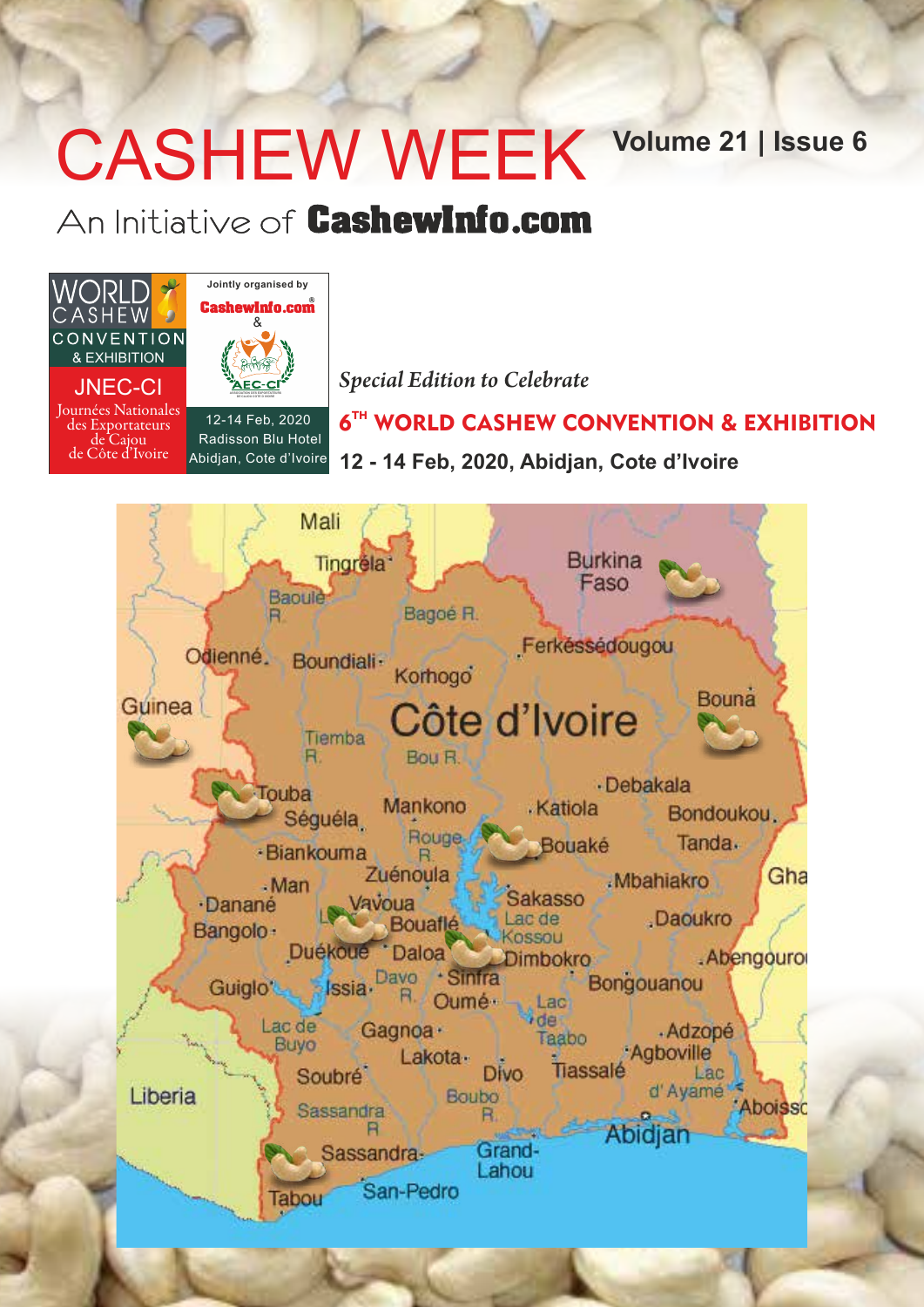# CASHEW WEEK

**Volume 21 | Issue 6**

An Initiative of **CashewInfo.com**

WORLD CASHEW CONVENTION & EXHIBITION

JNEC-CI

Journées Nationales des Exportateurs de Cajou de Côte d'Ivoire

Jointly organised by CashewInfo.com & AEC-CI

12-14 Feb, 2020
Radisson Blu Hotel
Abidjan, Cote d'Ivoire

*Special Edition to Celebrate*

## 6TH WORLD CASHEW CONVENTION & EXHIBITION

**12 - 14 Feb, 2020, Abidjan, Cote d'Ivoire**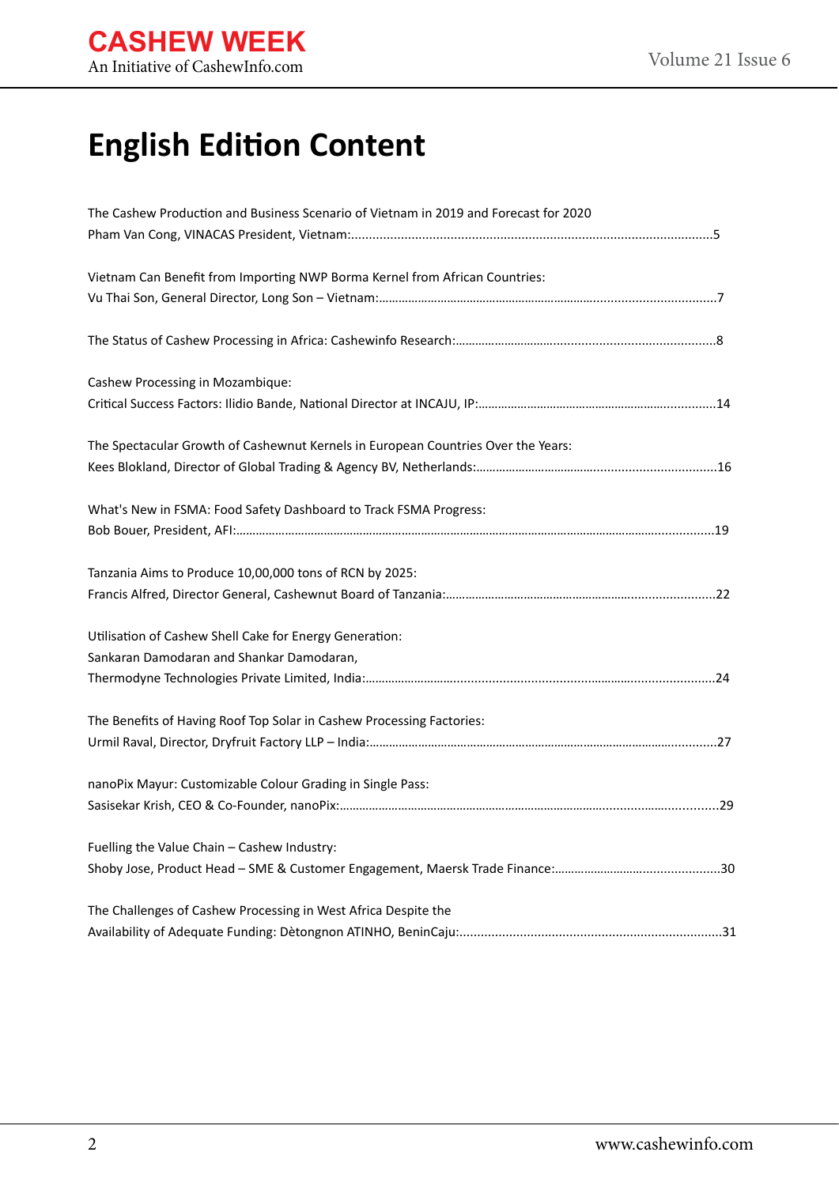# English Edition Content

The Cashew Production and Business Scenario of Vietnam in 2019 and Forecast for 2020
Pham Van Cong, VINACAS President, Vietnam:.....................................................................................................5

Vietnam Can Benefit from Importing NWP Borma Kernel from African Countries:
Vu Thai Son, General Director, Long Son – Vietnam:.....................................................................................................7

The Status of Cashew Processing in Africa: Cashewinfo Research:.....................................................................................8

Cashew Processing in Mozambique:
Critical Success Factors: Ilidio Bande, National Director at INCAJU, IP:.......................................................................14

The Spectacular Growth of Cashewnut Kernels in European Countries Over the Years:
Kees Blokland, Director of Global Trading & Agency BV, Netherlands:.......................................................................16

What's New in FSMA: Food Safety Dashboard to Track FSMA Progress:
Bob Bouer, President, AFI:.....................................................................................................................................19

Tanzania Aims to Produce 10,00,000 tons of RCN by 2025:
Francis Alfred, Director General, Cashewnut Board of Tanzania:.................................................................................22

Utilisation of Cashew Shell Cake for Energy Generation:
Sankaran Damodaran and Shankar Damodaran,
Thermodyne Technologies Private Limited, India:.......................................................................................................24

The Benefits of Having Roof Top Solar in Cashew Processing Factories:
Urmil Raval, Director, Dryfruit Factory LLP – India:.......................................................................................................27

nanoPix Mayur: Customizable Colour Grading in Single Pass:
Sasisekar Krish, CEO & Co-Founder, nanoPix:..............................................................................................................29

Fuelling the Value Chain – Cashew Industry:
Shoby Jose, Product Head – SME & Customer Engagement, Maersk Trade Finance:.................................................30

The Challenges of Cashew Processing in West Africa Despite the
Availability of Adequate Funding: Dètongnon ATINHO, BeninCaju:.........................................................................31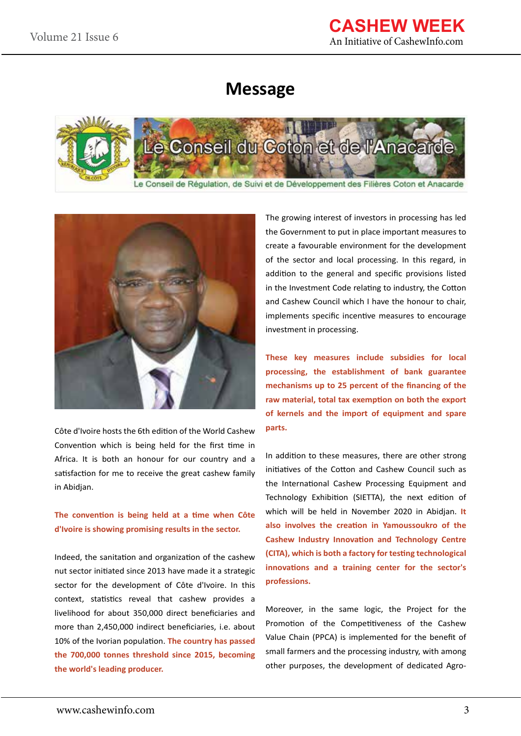# Message

Le Conseil du Coton et de l'Anacarde

Le Conseil de Régulation, de Suivi et de Développement des Filières Coton et Anacarde

Côte d'Ivoire hosts the 6th edition of the World Cashew Convention which is being held for the first time in Africa. It is both an honour for our country and a satisfaction for me to receive the great cashew family in Abidjan.

**The convention is being held at a time when Côte d'Ivoire is showing promising results in the sector.**

Indeed, the sanitation and organization of the cashew nut sector initiated since 2013 have made it a strategic sector for the development of Côte d'Ivoire. In this context, statistics reveal that cashew provides a livelihood for about 350,000 direct beneficiaries and more than 2,450,000 indirect beneficiaries, i.e. about 10% of the Ivorian population. **The country has passed the 700,000 tonnes threshold since 2015, becoming the world's leading producer.**

The growing interest of investors in processing has led the Government to put in place important measures to create a favourable environment for the development of the sector and local processing. In this regard, in addition to the general and specific provisions listed in the Investment Code relating to industry, the Cotton and Cashew Council which I have the honour to chair, implements specific incentive measures to encourage investment in processing.

**These key measures include subsidies for local processing, the establishment of bank guarantee mechanisms up to 25 percent of the financing of the raw material, total tax exemption on both the export of kernels and the import of equipment and spare parts.**

In addition to these measures, there are other strong initiatives of the Cotton and Cashew Council such as the International Cashew Processing Equipment and Technology Exhibition (SIETTA), the next edition of which will be held in November 2020 in Abidjan. **It also involves the creation in Yamoussoukro of the Cashew Industry Innovation and Technology Centre (CITA), which is both a factory for testing technological innovations and a training center for the sector's professions.**

Moreover, in the same logic, the Project for the Promotion of the Competitiveness of the Cashew Value Chain (PPCA) is implemented for the benefit of small farmers and the processing industry, with among other purposes, the development of dedicated Agro-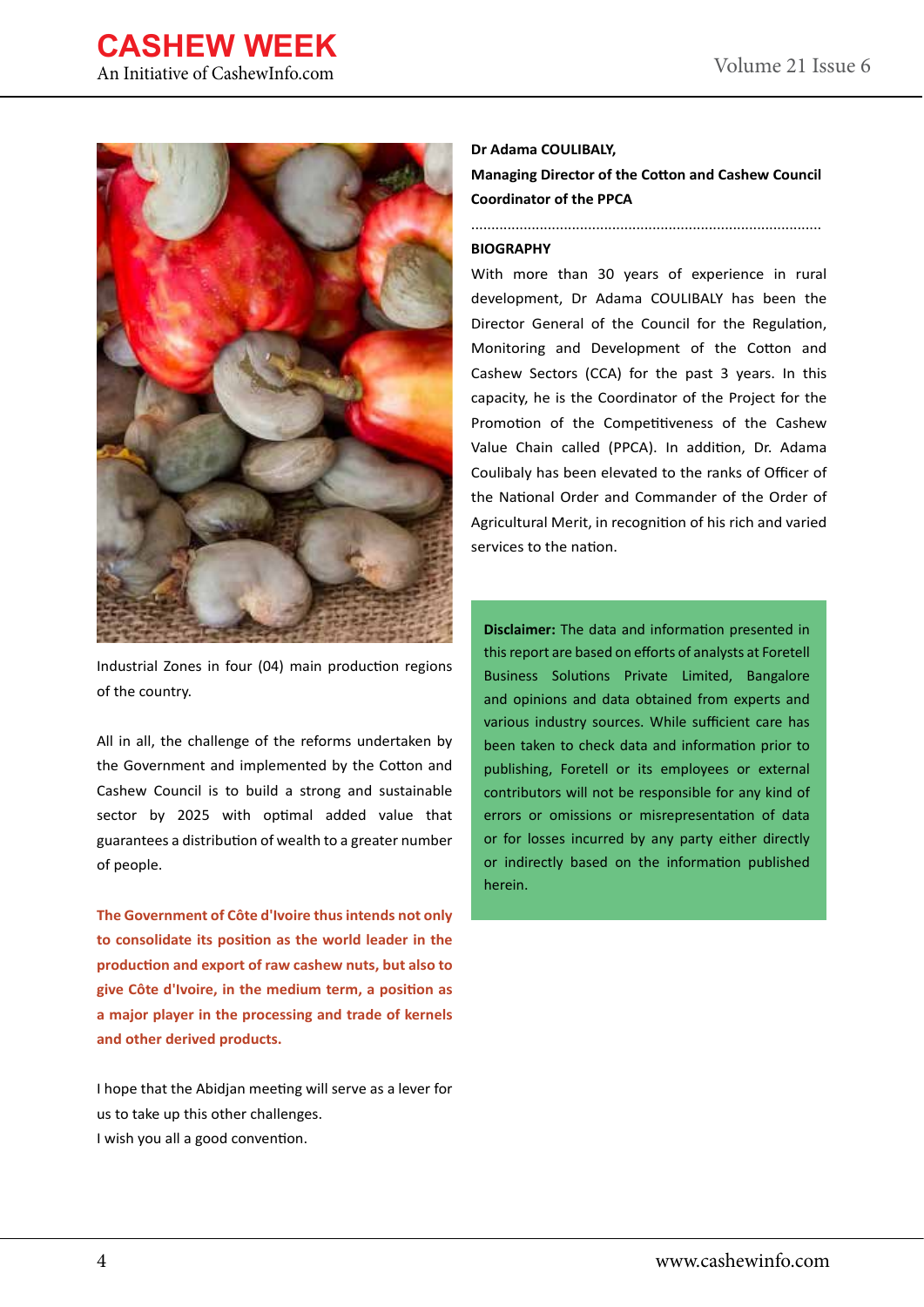Industrial Zones in four (04) main production regions of the country.

All in all, the challenge of the reforms undertaken by the Government and implemented by the Cotton and Cashew Council is to build a strong and sustainable sector by 2025 with optimal added value that guarantees a distribution of wealth to a greater number of people.

**The Government of Côte d'Ivoire thus intends not only to consolidate its position as the world leader in the production and export of raw cashew nuts, but also to give Côte d'Ivoire, in the medium term, a position as a major player in the processing and trade of kernels and other derived products.**

I hope that the Abidjan meeting will serve as a lever for us to take up this other challenges.
I wish you all a good convention.

**Dr Adama COULIBALY,**

**Managing Director of the Cotton and Cashew Council**

**Coordinator of the PPCA**

---

**BIOGRAPHY**

With more than 30 years of experience in rural development, Dr Adama COULIBALY has been the Director General of the Council for the Regulation, Monitoring and Development of the Cotton and Cashew Sectors (CCA) for the past 3 years. In this capacity, he is the Coordinator of the Project for the Promotion of the Competitiveness of the Cashew Value Chain called (PPCA). In addition, Dr. Adama Coulibaly has been elevated to the ranks of Officer of the National Order and Commander of the Order of Agricultural Merit, in recognition of his rich and varied services to the nation.

**Disclaimer:** The data and information presented in this report are based on efforts of analysts at Foretell Business Solutions Private Limited, Bangalore and opinions and data obtained from experts and various industry sources. While sufficient care has been taken to check data and information prior to publishing, Foretell or its employees or external contributors will not be responsible for any kind of errors or omissions or misrepresentation of data or for losses incurred by any party either directly or indirectly based on the information published herein.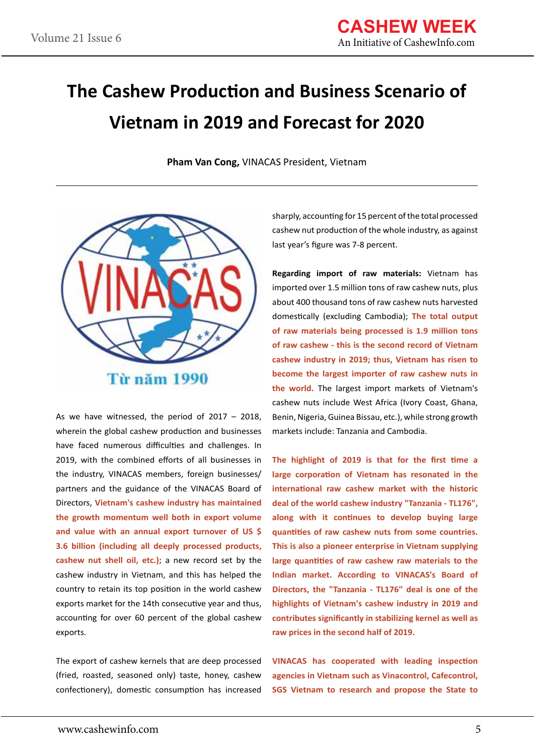# The Cashew Production and Business Scenario of Vietnam in 2019 and Forecast for 2020

**Pham Van Cong,** VINACAS President, Vietnam

As we have witnessed, the period of 2017 – 2018, wherein the global cashew production and businesses have faced numerous difficulties and challenges. In 2019, with the combined efforts of all businesses in the industry, VINACAS members, foreign businesses/ partners and the guidance of the VINACAS Board of Directors, **Vietnam's cashew industry has maintained the growth momentum well both in export volume and value with an annual export turnover of US $ 3.6 billion (including all deeply processed products, cashew nut shell oil, etc.);** a new record set by the cashew industry in Vietnam, and this has helped the country to retain its top position in the world cashew exports market for the 14th consecutive year and thus, accounting for over 60 percent of the global cashew exports.

The export of cashew kernels that are deep processed (fried, roasted, seasoned only) taste, honey, cashew confectionery), domestic consumption has increased sharply, accounting for 15 percent of the total processed cashew nut production of the whole industry, as against last year's figure was 7-8 percent.

**Regarding import of raw materials:** Vietnam has imported over 1.5 million tons of raw cashew nuts, plus about 400 thousand tons of raw cashew nuts harvested domestically (excluding Cambodia); **The total output of raw materials being processed is 1.9 million tons of raw cashew - this is the second record of Vietnam cashew industry in 2019; thus, Vietnam has risen to become the largest importer of raw cashew nuts in the world.** The largest import markets of Vietnam's cashew nuts include West Africa (Ivory Coast, Ghana, Benin, Nigeria, Guinea Bissau, etc.), while strong growth markets include: Tanzania and Cambodia.

**The highlight of 2019 is that for the first time a large corporation of Vietnam has resonated in the international raw cashew market with the historic deal of the world cashew industry "Tanzania - TL176", along with it continues to develop buying large quantities of raw cashew nuts from some countries. This is also a pioneer enterprise in Vietnam supplying large quantities of raw cashew raw materials to the Indian market. According to VINACAS's Board of Directors, the "Tanzania - TL176" deal is one of the highlights of Vietnam's cashew industry in 2019 and contributes significantly in stabilizing kernel as well as raw prices in the second half of 2019.**

**VINACAS has cooperated with leading inspection agencies in Vietnam such as Vinacontrol, Cafecontrol, SGS Vietnam to research and propose the State to**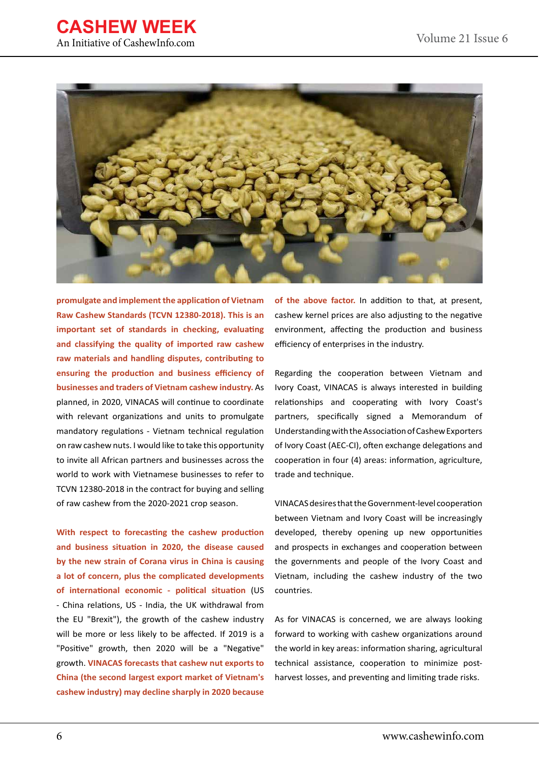**promulgate and implement the application of Vietnam Raw Cashew Standards (TCVN 12380-2018). This is an important set of standards in checking, evaluating and classifying the quality of imported raw cashew raw materials and handling disputes, contributing to ensuring the production and business efficiency of businesses and traders of Vietnam cashew industry.** As planned, in 2020, VINACAS will continue to coordinate with relevant organizations and units to promulgate mandatory regulations - Vietnam technical regulation on raw cashew nuts. I would like to take this opportunity to invite all African partners and businesses across the world to work with Vietnamese businesses to refer to TCVN 12380-2018 in the contract for buying and selling of raw cashew from the 2020-2021 crop season.

**With respect to forecasting the cashew production and business situation in 2020, the disease caused by the new strain of Corana virus in China is causing a lot of concern, plus the complicated developments of international economic - political situation** (US - China relations, US - India, the UK withdrawal from the EU "Brexit"), the growth of the cashew industry will be more or less likely to be affected. If 2019 is a "Positive" growth, then 2020 will be a "Negative" growth. **VINACAS forecasts that cashew nut exports to China (the second largest export market of Vietnam's cashew industry) may decline sharply in 2020 because of the above factor.** In addition to that, at present, cashew kernel prices are also adjusting to the negative environment, affecting the production and business efficiency of enterprises in the industry.

Regarding the cooperation between Vietnam and Ivory Coast, VINACAS is always interested in building relationships and cooperating with Ivory Coast's partners, specifically signed a Memorandum of Understanding with the Association of Cashew Exporters of Ivory Coast (AEC-CI), often exchange delegations and cooperation in four (4) areas: information, agriculture, trade and technique.

VINACAS desires that the Government-level cooperation between Vietnam and Ivory Coast will be increasingly developed, thereby opening up new opportunities and prospects in exchanges and cooperation between the governments and people of the Ivory Coast and Vietnam, including the cashew industry of the two countries.

As for VINACAS is concerned, we are always looking forward to working with cashew organizations around the world in key areas: information sharing, agricultural technical assistance, cooperation to minimize post-harvest losses, and preventing and limiting trade risks.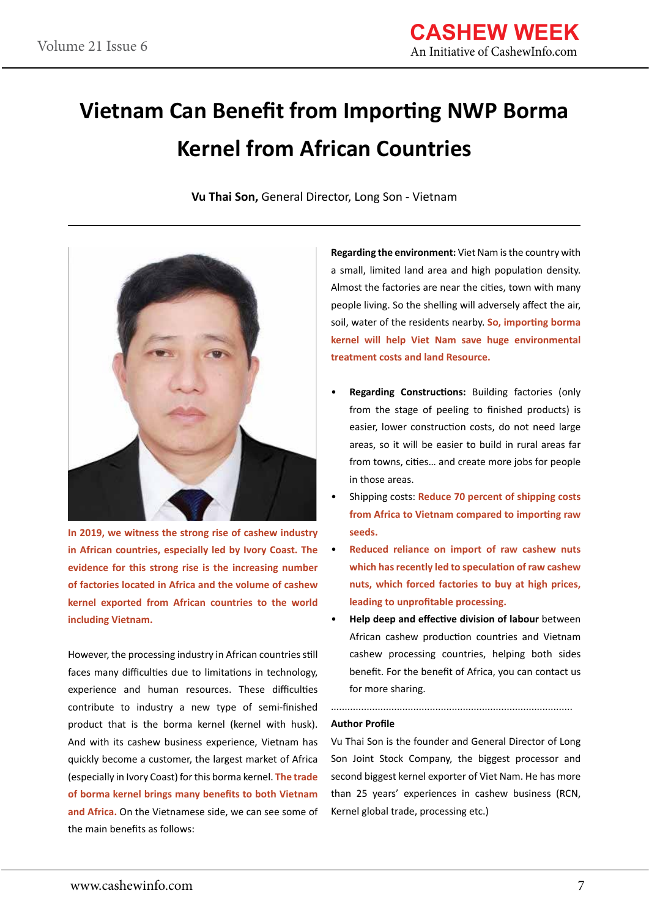# Vietnam Can Benefit from Importing NWP Borma Kernel from African Countries

**Vu Thai Son,** General Director, Long Son - Vietnam

**In 2019, we witness the strong rise of cashew industry in African countries, especially led by Ivory Coast. The evidence for this strong rise is the increasing number of factories located in Africa and the volume of cashew kernel exported from African countries to the world including Vietnam.**

However, the processing industry in African countries still faces many difficulties due to limitations in technology, experience and human resources. These difficulties contribute to industry a new type of semi-finished product that is the borma kernel (kernel with husk). And with its cashew business experience, Vietnam has quickly become a customer, the largest market of Africa (especially in Ivory Coast) for this borma kernel. **The trade of borma kernel brings many benefits to both Vietnam and Africa.** On the Vietnamese side, we can see some of the main benefits as follows:

**Regarding the environment:** Viet Nam is the country with a small, limited land area and high population density. Almost the factories are near the cities, town with many people living. So the shelling will adversely affect the air, soil, water of the residents nearby. **So, importing borma kernel will help Viet Nam save huge environmental treatment costs and land Resource.**

- **Regarding Constructions:** Building factories (only from the stage of peeling to finished products) is easier, lower construction costs, do not need large areas, so it will be easier to build in rural areas far from towns, cities… and create more jobs for people in those areas.
- Shipping costs: **Reduce 70 percent of shipping costs from Africa to Vietnam compared to importing raw seeds.**
- **Reduced reliance on import of raw cashew nuts which has recently led to speculation of raw cashew nuts, which forced factories to buy at high prices, leading to unprofitable processing.**
- **Help deep and effective division of labour** between African cashew production countries and Vietnam cashew processing countries, helping both sides benefit. For the benefit of Africa, you can contact us for more sharing.

.......................................................................................

**Author Profile**

Vu Thai Son is the founder and General Director of Long Son Joint Stock Company, the biggest processor and second biggest kernel exporter of Viet Nam. He has more than 25 years' experiences in cashew business (RCN, Kernel global trade, processing etc.)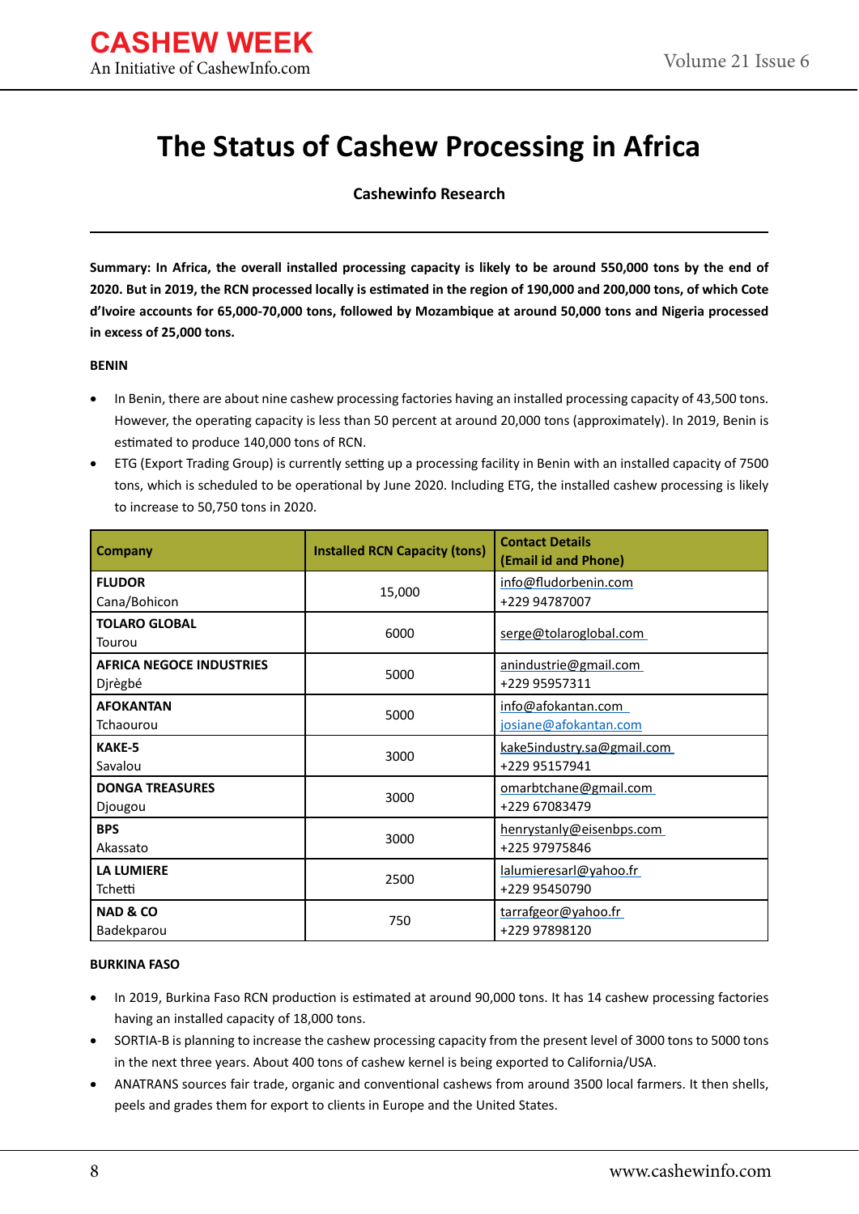# The Status of Cashew Processing in Africa

**Cashewinfo Research**

**Summary: In Africa, the overall installed processing capacity is likely to be around 550,000 tons by the end of 2020. But in 2019, the RCN processed locally is estimated in the region of 190,000 and 200,000 tons, of which Cote d'Ivoire accounts for 65,000-70,000 tons, followed by Mozambique at around 50,000 tons and Nigeria processed in excess of 25,000 tons.**

**BENIN**

- In Benin, there are about nine cashew processing factories having an installed processing capacity of 43,500 tons. However, the operating capacity is less than 50 percent at around 20,000 tons (approximately). In 2019, Benin is estimated to produce 140,000 tons of RCN.
- ETG (Export Trading Group) is currently setting up a processing facility in Benin with an installed capacity of 7500 tons, which is scheduled to be operational by June 2020. Including ETG, the installed cashew processing is likely to increase to 50,750 tons in 2020.

| Company | Installed RCN Capacity (tons) | Contact Details (Email id and Phone) |
|---|---|---|
| **FLUDOR** Cana/Bohicon | 15,000 | info@fludorbenin.com +229 94787007 |
| **TOLARO GLOBAL** Tourou | 6000 | serge@tolaroglobal.com |
| **AFRICA NEGOCE INDUSTRIES** Djrègbé | 5000 | anindustrie@gmail.com +229 95957311 |
| **AFOKANTAN** Tchaourou | 5000 | info@afokantan.com josiane@afokantan.com |
| **KAKE-5** Savalou | 3000 | kake5industry.sa@gmail.com +229 95157941 |
| **DONGA TREASURES** Djougou | 3000 | omarbtchane@gmail.com +229 67083479 |
| **BPS** Akassato | 3000 | henrystanly@eisenbps.com +225 97975846 |
| **LA LUMIERE** Tchetti | 2500 | lalumieresarl@yahoo.fr +229 95450790 |
| **NAD & CO** Badekparou | 750 | tarrafgeor@yahoo.fr +229 97898120 |

**BURKINA FASO**

- In 2019, Burkina Faso RCN production is estimated at around 90,000 tons. It has 14 cashew processing factories having an installed capacity of 18,000 tons.
- SORTIA-B is planning to increase the cashew processing capacity from the present level of 3000 tons to 5000 tons in the next three years. About 400 tons of cashew kernel is being exported to California/USA.
- ANATRANS sources fair trade, organic and conventional cashews from around 3500 local farmers. It then shells, peels and grades them for export to clients in Europe and the United States.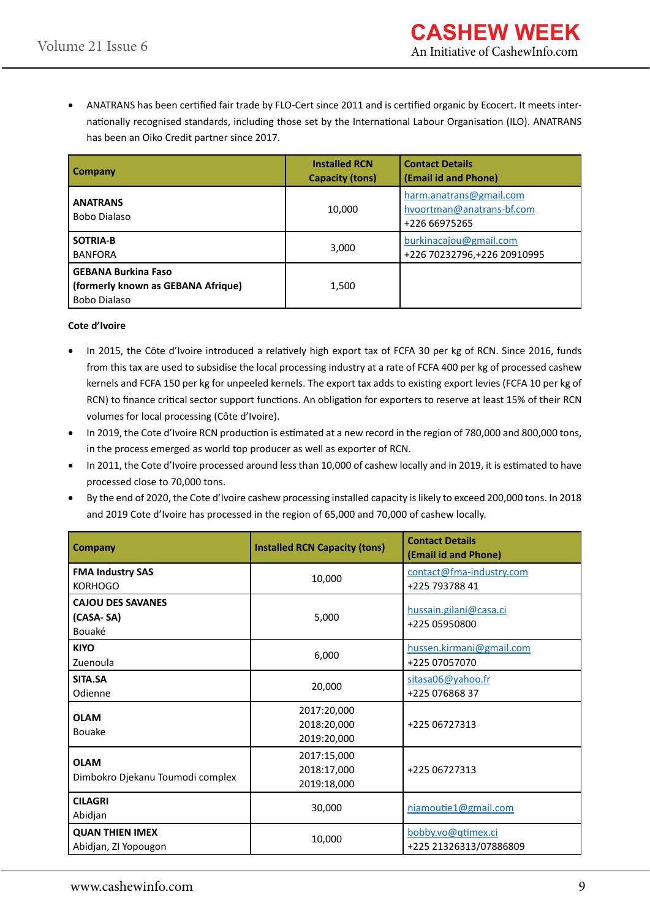- ANATRANS has been certified fair trade by FLO-Cert since 2011 and is certified organic by Ecocert. It meets internationally recognised standards, including those set by the International Labour Organisation (ILO). ANATRANS has been an Oiko Credit partner since 2017.

| Company | Installed RCN Capacity (tons) | Contact Details (Email id and Phone) |
|---|---|---|
| **ANATRANS** Bobo Dialaso | 10,000 | harm.anatrans@gmail.com hvoortman@anatrans-bf.com +226 66975265 |
| **SOTRIA-B** BANFORA | 3,000 | burkinacajou@gmail.com +226 70232796,+226 20910995 |
| **GEBANA Burkina Faso (formerly known as GEBANA Afrique)** Bobo Dialaso | 1,500 | |

**Cote d'Ivoire**

- In 2015, the Côte d'Ivoire introduced a relatively high export tax of FCFA 30 per kg of RCN. Since 2016, funds from this tax are used to subsidise the local processing industry at a rate of FCFA 400 per kg of processed cashew kernels and FCFA 150 per kg for unpeeled kernels. The export tax adds to existing export levies (FCFA 10 per kg of RCN) to finance critical sector support functions. An obligation for exporters to reserve at least 15% of their RCN volumes for local processing (Côte d'Ivoire).
- In 2019, the Cote d'Ivoire RCN production is estimated at a new record in the region of 780,000 and 800,000 tons, in the process emerged as world top producer as well as exporter of RCN.
- In 2011, the Cote d'Ivoire processed around less than 10,000 of cashew locally and in 2019, it is estimated to have processed close to 70,000 tons.
- By the end of 2020, the Cote d'Ivoire cashew processing installed capacity is likely to exceed 200,000 tons. In 2018 and 2019 Cote d'Ivoire has processed in the region of 65,000 and 70,000 of cashew locally.

| Company | Installed RCN Capacity (tons) | Contact Details (Email id and Phone) |
|---|---|---|
| **FMA Industry SAS** KORHOGO | 10,000 | contact@fma-industry.com +225 793788 41 |
| **CAJOU DES SAVANES (CASA- SA)** Bouaké | 5,000 | hussain.gilani@casa.ci +225 05950800 |
| **KIYO** Zuenoula | 6,000 | hussen.kirmani@gmail.com +225 07057070 |
| **SITA.SA** Odienne | 20,000 | sitasa06@yahoo.fr +225 076868 37 |
| **OLAM** Bouake | 2017:20,000 2018:20,000 2019:20,000 | +225 06727313 |
| **OLAM** Dimbokro Djekanu Toumodi complex | 2017:15,000 2018:17,000 2019:18,000 | +225 06727313 |
| **CILAGRI** Abidjan | 30,000 | niamoutie1@gmail.com |
| **QUAN THIEN IMEX** Abidjan, ZI Yopougon | 10,000 | bobby.vo@qtimex.ci +225 21326313/07886809 |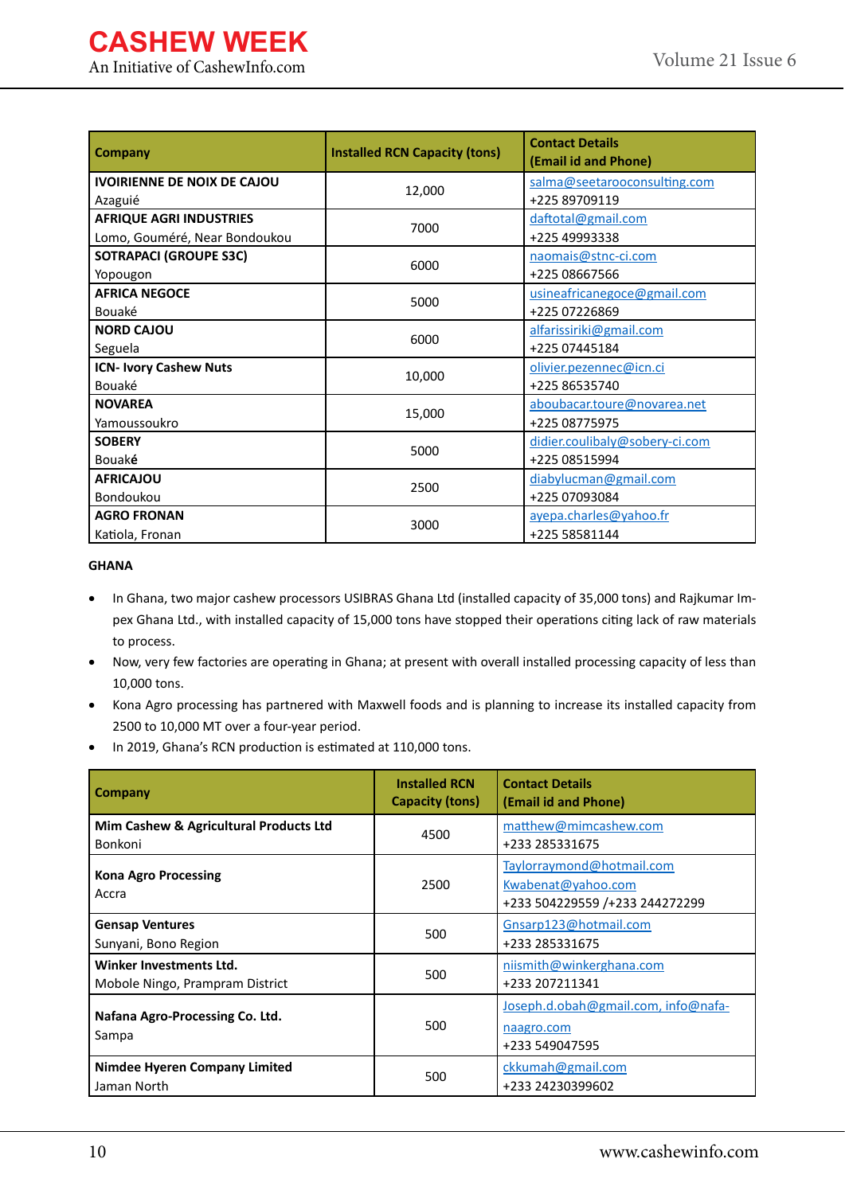| Company | Installed RCN Capacity (tons) | Contact Details (Email id and Phone) |
|---|---|---|
| **IVOIRIENNE DE NOIX DE CAJOU** Azaguié | 12,000 | salma@seetarooconsulting.com +225 89709119 |
| **AFRIQUE AGRI INDUSTRIES** Lomo, Gouméré, Near Bondoukou | 7000 | daftotal@gmail.com +225 49993338 |
| **SOTRAPACI (GROUPE S3C)** Yopougon | 6000 | naomais@stnc-ci.com +225 08667566 |
| **AFRICA NEGOCE** Bouaké | 5000 | usineafricanegoce@gmail.com +225 07226869 |
| **NORD CAJOU** Seguela | 6000 | alfarissiriki@gmail.com +225 07445184 |
| **ICN- Ivory Cashew Nuts** Bouaké | 10,000 | olivier.pezennec@icn.ci +225 86535740 |
| **NOVAREA** Yamoussoukro | 15,000 | aboubacar.toure@novarea.net +225 08775975 |
| **SOBERY** Bouaké | 5000 | didier.coulibaly@sobery-ci.com +225 08515994 |
| **AFRICAJOU** Bondoukou | 2500 | diabylucman@gmail.com +225 07093084 |
| **AGRO FRONAN** Katiola, Fronan | 3000 | ayepa.charles@yahoo.fr +225 58581144 |

**GHANA**

- In Ghana, two major cashew processors USIBRAS Ghana Ltd (installed capacity of 35,000 tons) and Rajkumar Impex Ghana Ltd., with installed capacity of 15,000 tons have stopped their operations citing lack of raw materials to process.
- Now, very few factories are operating in Ghana; at present with overall installed processing capacity of less than 10,000 tons.
- Kona Agro processing has partnered with Maxwell foods and is planning to increase its installed capacity from 2500 to 10,000 MT over a four-year period.
- In 2019, Ghana's RCN production is estimated at 110,000 tons.

| Company | Installed RCN Capacity (tons) | Contact Details (Email id and Phone) |
|---|---|---|
| **Mim Cashew & Agricultural Products Ltd** Bonkoni | 4500 | matthew@mimcashew.com +233 285331675 |
| **Kona Agro Processing** Accra | 2500 | Taylorraymond@hotmail.com Kwabenat@yahoo.com +233 504229559 /+233 244272299 |
| **Gensap Ventures** Sunyani, Bono Region | 500 | Gnsarp123@hotmail.com +233 285331675 |
| **Winker Investments Ltd.** Mobole Ningo, Prampram District | 500 | niismith@winkerghana.com +233 207211341 |
| **Nafana Agro-Processing Co. Ltd.** Sampa | 500 | Joseph.d.obah@gmail.com, info@nafa-naagro.com +233 549047595 |
| **Nimdee Hyeren Company Limited** Jaman North | 500 | ckkumah@gmail.com +233 24230399602 |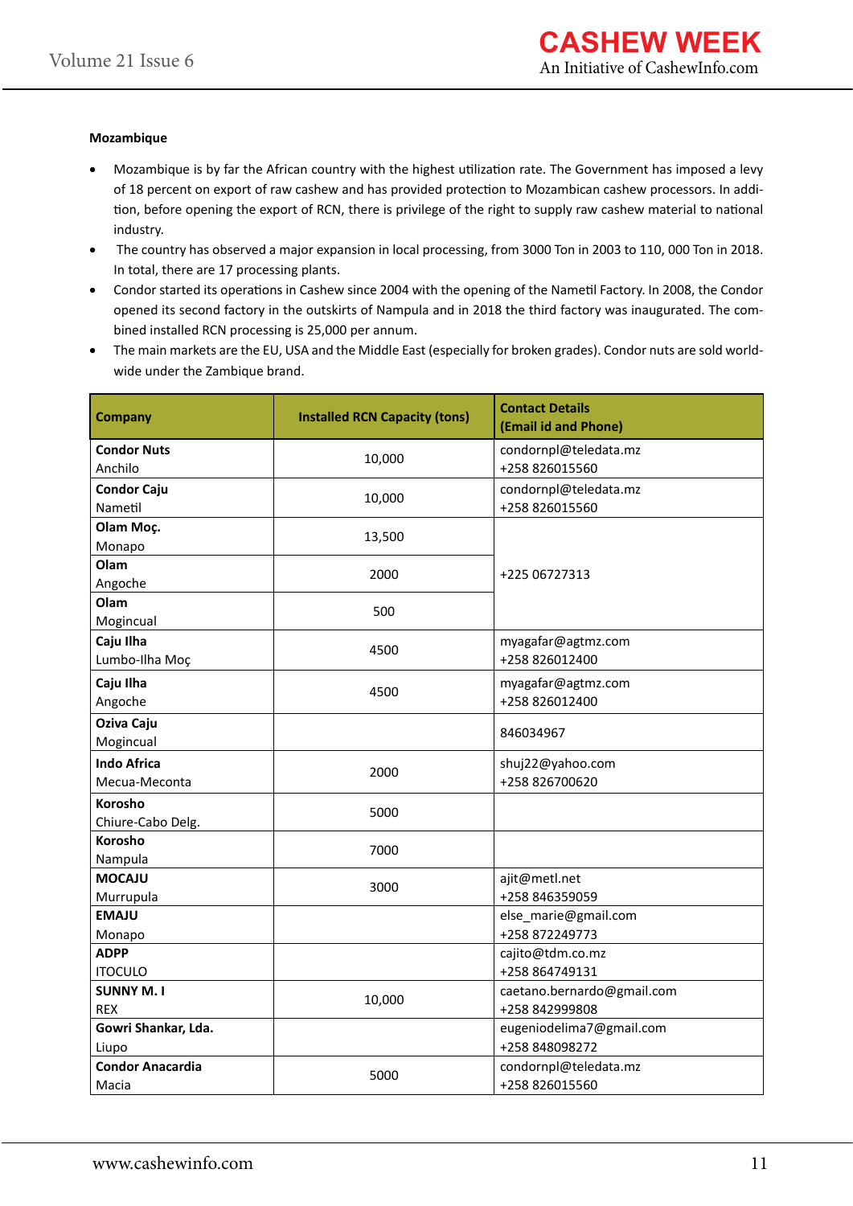**Mozambique**

- Mozambique is by far the African country with the highest utilization rate. The Government has imposed a levy of 18 percent on export of raw cashew and has provided protection to Mozambican cashew processors. In addition, before opening the export of RCN, there is privilege of the right to supply raw cashew material to national industry.
- The country has observed a major expansion in local processing, from 3000 Ton in 2003 to 110, 000 Ton in 2018. In total, there are 17 processing plants.
- Condor started its operations in Cashew since 2004 with the opening of the Nametil Factory. In 2008, the Condor opened its second factory in the outskirts of Nampula and in 2018 the third factory was inaugurated. The combined installed RCN processing is 25,000 per annum.
- The main markets are the EU, USA and the Middle East (especially for broken grades). Condor nuts are sold worldwide under the Zambique brand.

| Company | Installed RCN Capacity (tons) | Contact Details (Email id and Phone) |
|---|---|---|
| **Condor Nuts** Anchilo | 10,000 | condornpl@teledata.mz +258 826015560 |
| **Condor Caju** Nametil | 10,000 | condornpl@teledata.mz +258 826015560 |
| **Olam Moç.** Monapo | 13,500 | +225 06727313 |
| **Olam** Angoche | 2000 | |
| **Olam** Mogincual | 500 | |
| **Caju Ilha** Lumbo-Ilha Moç | 4500 | myagafar@agtmz.com +258 826012400 |
| **Caju Ilha** Angoche | 4500 | myagafar@agtmz.com +258 826012400 |
| **Oziva Caju** Mogincual | | 846034967 |
| **Indo Africa** Mecua-Meconta | 2000 | shuj22@yahoo.com +258 826700620 |
| **Korosho** Chiure-Cabo Delg. | 5000 | |
| **Korosho** Nampula | 7000 | |
| **MOCAJU** Murrupula | 3000 | ajit@metl.net +258 846359059 |
| **EMAJU** Monapo | | else_marie@gmail.com +258 872249773 |
| **ADPP** ITOCULO | | cajito@tdm.co.mz +258 864749131 |
| **SUNNY M. I** REX | 10,000 | caetano.bernardo@gmail.com +258 842999808 |
| **Gowri Shankar, Lda.** Liupo | | eugeniodelima7@gmail.com +258 848098272 |
| **Condor Anacardia** Macia | 5000 | condornpl@teledata.mz +258 826015560 |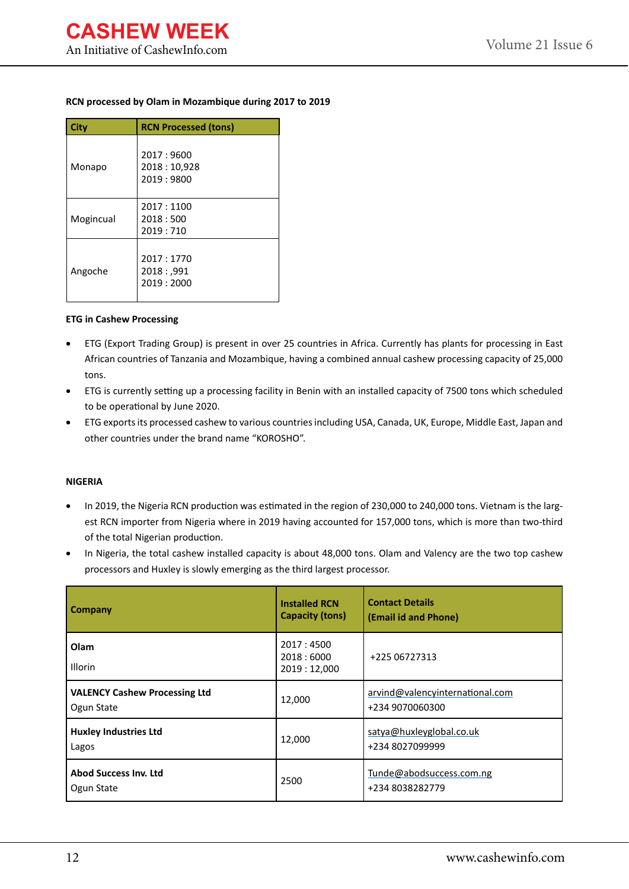**RCN processed by Olam in Mozambique during 2017 to 2019**

| City | RCN Processed (tons) |
|---|---|
| Monapo | 2017 : 9600<br>2018 : 10,928<br>2019 : 9800 |
| Mogincual | 2017 : 1100<br>2018 : 500<br>2019 : 710 |
| Angoche | 2017 : 1770<br>2018 : ,991<br>2019 : 2000 |

**ETG in Cashew Processing**

- ETG (Export Trading Group) is present in over 25 countries in Africa. Currently has plants for processing in East African countries of Tanzania and Mozambique, having a combined annual cashew processing capacity of 25,000 tons.
- ETG is currently setting up a processing facility in Benin with an installed capacity of 7500 tons which scheduled to be operational by June 2020.
- ETG exports its processed cashew to various countries including USA, Canada, UK, Europe, Middle East, Japan and other countries under the brand name "KOROSHO".

**NIGERIA**

- In 2019, the Nigeria RCN production was estimated in the region of 230,000 to 240,000 tons. Vietnam is the largest RCN importer from Nigeria where in 2019 having accounted for 157,000 tons, which is more than two-third of the total Nigerian production.
- In Nigeria, the total cashew installed capacity is about 48,000 tons. Olam and Valency are the two top cashew processors and Huxley is slowly emerging as the third largest processor.

| Company | Installed RCN Capacity (tons) | Contact Details (Email id and Phone) |
|---|---|---|
| **Olam**<br>Illorin | 2017 : 4500<br>2018 : 6000<br>2019 : 12,000 | +225 06727313 |
| **VALENCY Cashew Processing Ltd**<br>Ogun State | 12,000 | arvind@valencyinternational.com<br>+234 9070060300 |
| **Huxley Industries Ltd**<br>Lagos | 12,000 | satya@huxleyglobal.co.uk<br>+234 8027099999 |
| **Abod Success Inv. Ltd**<br>Ogun State | 2500 | Tunde@abodsuccess.com.ng<br>+234 8038282779 |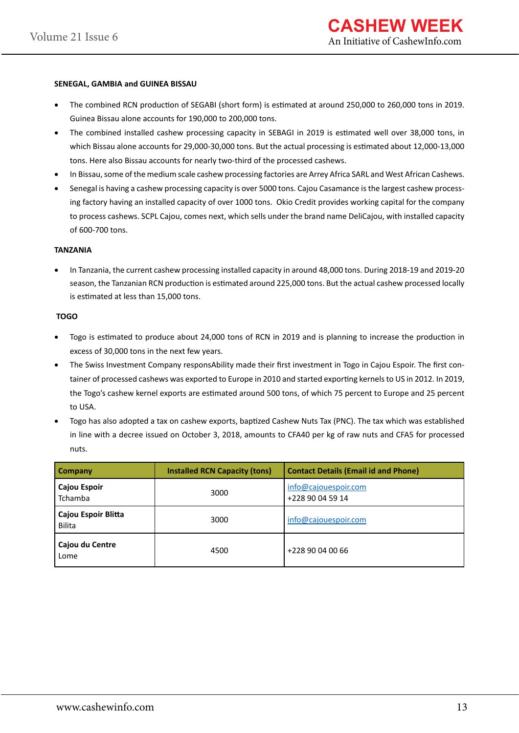**SENEGAL, GAMBIA and GUINEA BISSAU**

- The combined RCN production of SEGABI (short form) is estimated at around 250,000 to 260,000 tons in 2019. Guinea Bissau alone accounts for 190,000 to 200,000 tons.
- The combined installed cashew processing capacity in SEBAGI in 2019 is estimated well over 38,000 tons, in which Bissau alone accounts for 29,000-30,000 tons. But the actual processing is estimated about 12,000-13,000 tons. Here also Bissau accounts for nearly two-third of the processed cashews.
- In Bissau, some of the medium scale cashew processing factories are Arrey Africa SARL and West African Cashews.
- Senegal is having a cashew processing capacity is over 5000 tons. Cajou Casamance is the largest cashew processing factory having an installed capacity of over 1000 tons. Okio Credit provides working capital for the company to process cashews. SCPL Cajou, comes next, which sells under the brand name DeliCajou, with installed capacity of 600-700 tons.

**TANZANIA**

- In Tanzania, the current cashew processing installed capacity in around 48,000 tons. During 2018-19 and 2019-20 season, the Tanzanian RCN production is estimated around 225,000 tons. But the actual cashew processed locally is estimated at less than 15,000 tons.

**TOGO**

- Togo is estimated to produce about 24,000 tons of RCN in 2019 and is planning to increase the production in excess of 30,000 tons in the next few years.
- The Swiss Investment Company responsAbility made their first investment in Togo in Cajou Espoir. The first container of processed cashews was exported to Europe in 2010 and started exporting kernels to US in 2012. In 2019, the Togo's cashew kernel exports are estimated around 500 tons, of which 75 percent to Europe and 25 percent to USA.
- Togo has also adopted a tax on cashew exports, baptized Cashew Nuts Tax (PNC). The tax which was established in line with a decree issued on October 3, 2018, amounts to CFA40 per kg of raw nuts and CFA5 for processed nuts.

| Company | Installed RCN Capacity (tons) | Contact Details (Email id and Phone) |
|---|---|---|
| **Cajou Espoir** Tchamba | 3000 | info@cajouespoir.com +228 90 04 59 14 |
| **Cajou Espoir Blitta** Bilita | 3000 | info@cajouespoir.com |
| **Cajou du Centre** Lome | 4500 | +228 90 04 00 66 |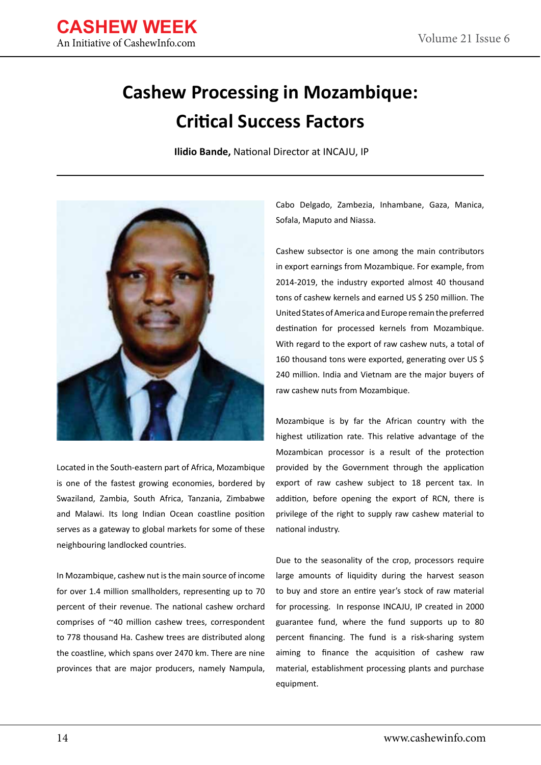# Cashew Processing in Mozambique: Critical Success Factors

**Ilidio Bande,** National Director at INCAJU, IP

Located in the South-eastern part of Africa, Mozambique is one of the fastest growing economies, bordered by Swaziland, Zambia, South Africa, Tanzania, Zimbabwe and Malawi. Its long Indian Ocean coastline position serves as a gateway to global markets for some of these neighbouring landlocked countries.

In Mozambique, cashew nut is the main source of income for over 1.4 million smallholders, representing up to 70 percent of their revenue. The national cashew orchard comprises of ~40 million cashew trees, correspondent to 778 thousand Ha. Cashew trees are distributed along the coastline, which spans over 2470 km. There are nine provinces that are major producers, namely Nampula, Cabo Delgado, Zambezia, Inhambane, Gaza, Manica, Sofala, Maputo and Niassa.

Cashew subsector is one among the main contributors in export earnings from Mozambique. For example, from 2014-2019, the industry exported almost 40 thousand tons of cashew kernels and earned US $ 250 million. The United States of America and Europe remain the preferred destination for processed kernels from Mozambique. With regard to the export of raw cashew nuts, a total of 160 thousand tons were exported, generating over US $ 240 million. India and Vietnam are the major buyers of raw cashew nuts from Mozambique.

Mozambique is by far the African country with the highest utilization rate. This relative advantage of the Mozambican processor is a result of the protection provided by the Government through the application export of raw cashew subject to 18 percent tax. In addition, before opening the export of RCN, there is privilege of the right to supply raw cashew material to national industry.

Due to the seasonality of the crop, processors require large amounts of liquidity during the harvest season to buy and store an entire year's stock of raw material for processing. In response INCAJU, IP created in 2000 guarantee fund, where the fund supports up to 80 percent financing. The fund is a risk-sharing system aiming to finance the acquisition of cashew raw material, establishment processing plants and purchase equipment.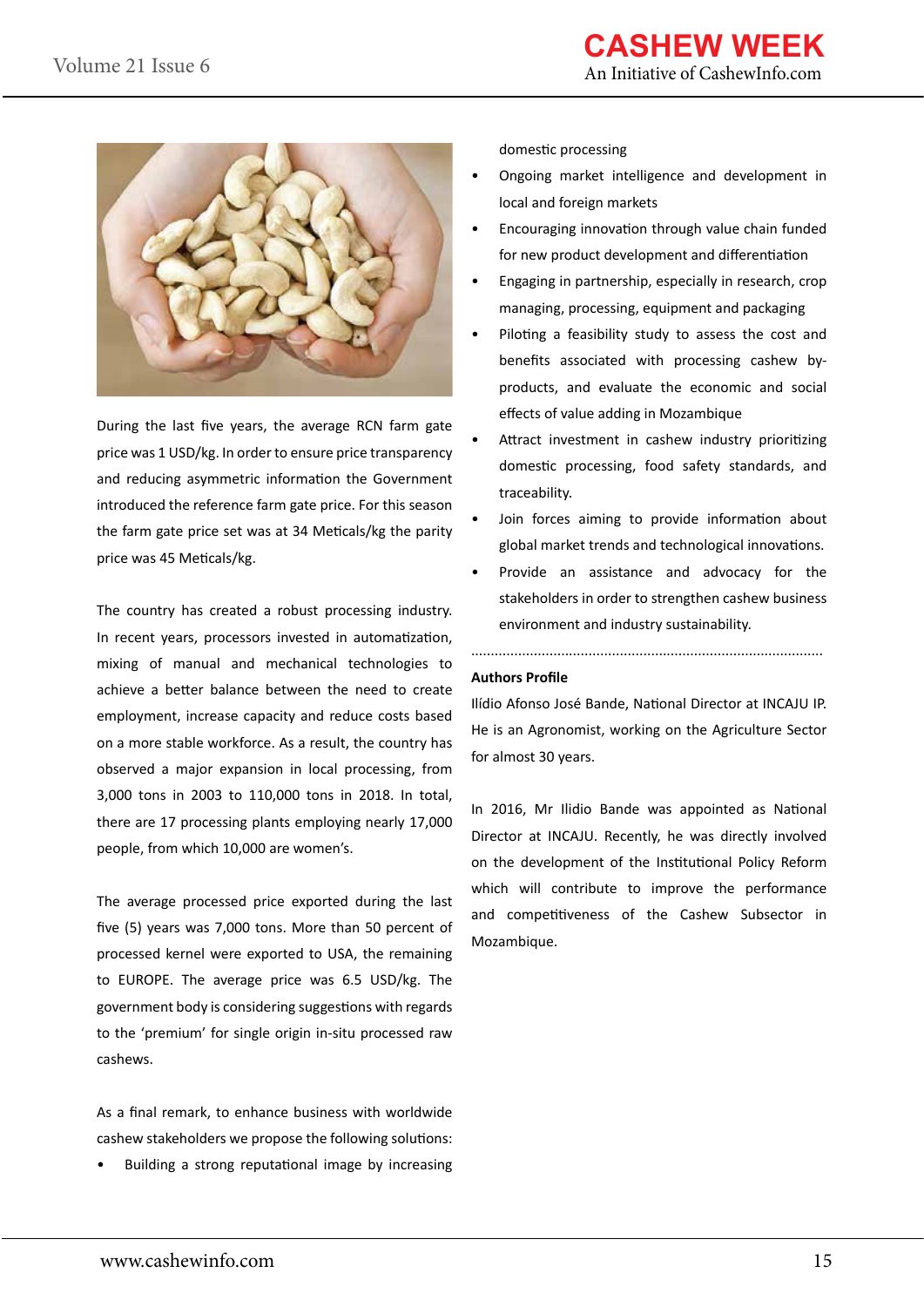During the last five years, the average RCN farm gate price was 1 USD/kg. In order to ensure price transparency and reducing asymmetric information the Government introduced the reference farm gate price. For this season the farm gate price set was at 34 Meticals/kg the parity price was 45 Meticals/kg.

The country has created a robust processing industry. In recent years, processors invested in automatization, mixing of manual and mechanical technologies to achieve a better balance between the need to create employment, increase capacity and reduce costs based on a more stable workforce. As a result, the country has observed a major expansion in local processing, from 3,000 tons in 2003 to 110,000 tons in 2018. In total, there are 17 processing plants employing nearly 17,000 people, from which 10,000 are women's.

The average processed price exported during the last five (5) years was 7,000 tons. More than 50 percent of processed kernel were exported to USA, the remaining to EUROPE. The average price was 6.5 USD/kg. The government body is considering suggestions with regards to the 'premium' for single origin in-situ processed raw cashews.

As a final remark, to enhance business with worldwide cashew stakeholders we propose the following solutions:

- Building a strong reputational image by increasing domestic processing
- Ongoing market intelligence and development in local and foreign markets
- Encouraging innovation through value chain funded for new product development and differentiation
- Engaging in partnership, especially in research, crop managing, processing, equipment and packaging
- Piloting a feasibility study to assess the cost and benefits associated with processing cashew by-products, and evaluate the economic and social effects of value adding in Mozambique
- Attract investment in cashew industry prioritizing domestic processing, food safety standards, and traceability.
- Join forces aiming to provide information about global market trends and technological innovations.
- Provide an assistance and advocacy for the stakeholders in order to strengthen cashew business environment and industry sustainability.

---

**Authors Profile**

Ilídio Afonso José Bande, National Director at INCAJU IP. He is an Agronomist, working on the Agriculture Sector for almost 30 years.

In 2016, Mr Ilidio Bande was appointed as National Director at INCAJU. Recently, he was directly involved on the development of the Institutional Policy Reform which will contribute to improve the performance and competitiveness of the Cashew Subsector in Mozambique.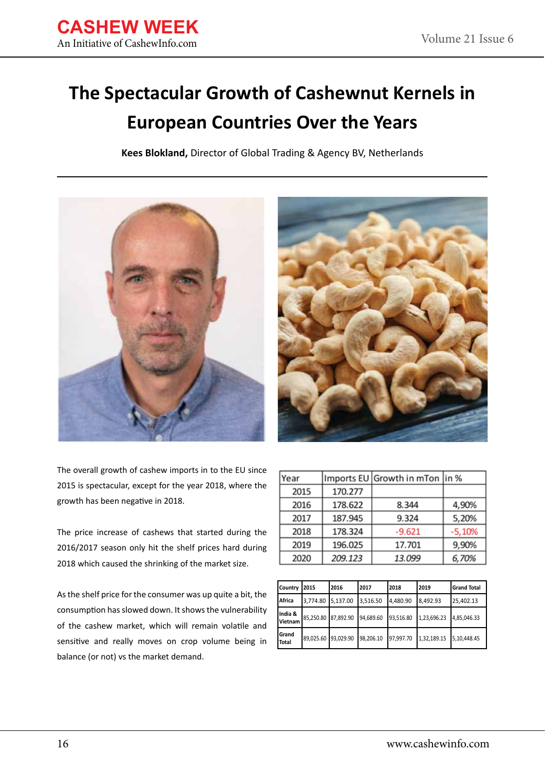# The Spectacular Growth of Cashewnut Kernels in European Countries Over the Years

**Kees Blokland,** Director of Global Trading & Agency BV, Netherlands

The overall growth of cashew imports in to the EU since 2015 is spectacular, except for the year 2018, where the growth has been negative in 2018.

The price increase of cashews that started during the 2016/2017 season only hit the shelf prices hard during 2018 which caused the shrinking of the market size.

As the shelf price for the consumer was up quite a bit, the consumption has slowed down. It shows the vulnerability of the cashew market, which will remain volatile and sensitive and really moves on crop volume being in balance (or not) vs the market demand.

| Year | Imports EU | Growth in mTon | in % |
|---|---|---|---|
| 2015 | 170.277 | | |
| 2016 | 178.622 | 8.344 | 4,90% |
| 2017 | 187.945 | 9.324 | 5,20% |
| 2018 | 178.324 | -9.621 | -5,10% |
| 2019 | 196.025 | 17.701 | 9,90% |
| 2020 | *209.123* | *13.099* | *6,70%* |

| Country | 2015 | 2016 | 2017 | 2018 | 2019 | Grand Total |
|---|---|---|---|---|---|---|
| Africa | 3,774.80 | 5,137.00 | 3,516.50 | 4,480.90 | 8,492.93 | 25,402.13 |
| India & Vietnam | 85,250.80 | 87,892.90 | 94,689.60 | 93,516.80 | 1,23,696.23 | 4,85,046.33 |
| Grand Total | 89,025.60 | 93,029.90 | 98,206.10 | 97,997.70 | 1,32,189.15 | 5,10,448.45 |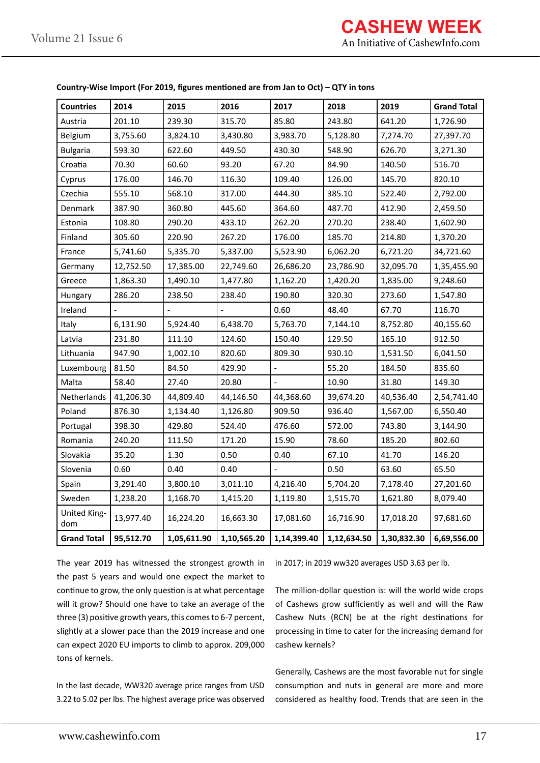**Country-Wise Import (For 2019, figures mentioned are from Jan to Oct) – QTY in tons**

| Countries | 2014 | 2015 | 2016 | 2017 | 2018 | 2019 | Grand Total |
|---|---|---|---|---|---|---|---|
| Austria | 201.10 | 239.30 | 315.70 | 85.80 | 243.80 | 641.20 | 1,726.90 |
| Belgium | 3,755.60 | 3,824.10 | 3,430.80 | 3,983.70 | 5,128.80 | 7,274.70 | 27,397.70 |
| Bulgaria | 593.30 | 622.60 | 449.50 | 430.30 | 548.90 | 626.70 | 3,271.30 |
| Croatia | 70.30 | 60.60 | 93.20 | 67.20 | 84.90 | 140.50 | 516.70 |
| Cyprus | 176.00 | 146.70 | 116.30 | 109.40 | 126.00 | 145.70 | 820.10 |
| Czechia | 555.10 | 568.10 | 317.00 | 444.30 | 385.10 | 522.40 | 2,792.00 |
| Denmark | 387.90 | 360.80 | 445.60 | 364.60 | 487.70 | 412.90 | 2,459.50 |
| Estonia | 108.80 | 290.20 | 433.10 | 262.20 | 270.20 | 238.40 | 1,602.90 |
| Finland | 305.60 | 220.90 | 267.20 | 176.00 | 185.70 | 214.80 | 1,370.20 |
| France | 5,741.60 | 5,335.70 | 5,337.00 | 5,523.90 | 6,062.20 | 6,721.20 | 34,721.60 |
| Germany | 12,752.50 | 17,385.00 | 22,749.60 | 26,686.20 | 23,786.90 | 32,095.70 | 1,35,455.90 |
| Greece | 1,863.30 | 1,490.10 | 1,477.80 | 1,162.20 | 1,420.20 | 1,835.00 | 9,248.60 |
| Hungary | 286.20 | 238.50 | 238.40 | 190.80 | 320.30 | 273.60 | 1,547.80 |
| Ireland | - | - | - | 0.60 | 48.40 | 67.70 | 116.70 |
| Italy | 6,131.90 | 5,924.40 | 6,438.70 | 5,763.70 | 7,144.10 | 8,752.80 | 40,155.60 |
| Latvia | 231.80 | 111.10 | 124.60 | 150.40 | 129.50 | 165.10 | 912.50 |
| Lithuania | 947.90 | 1,002.10 | 820.60 | 809.30 | 930.10 | 1,531.50 | 6,041.50 |
| Luxembourg | 81.50 | 84.50 | 429.90 | - | 55.20 | 184.50 | 835.60 |
| Malta | 58.40 | 27.40 | 20.80 | - | 10.90 | 31.80 | 149.30 |
| Netherlands | 41,206.30 | 44,809.40 | 44,146.50 | 44,368.60 | 39,674.20 | 40,536.40 | 2,54,741.40 |
| Poland | 876.30 | 1,134.40 | 1,126.80 | 909.50 | 936.40 | 1,567.00 | 6,550.40 |
| Portugal | 398.30 | 429.80 | 524.40 | 476.60 | 572.00 | 743.80 | 3,144.90 |
| Romania | 240.20 | 111.50 | 171.20 | 15.90 | 78.60 | 185.20 | 802.60 |
| Slovakia | 35.20 | 1.30 | 0.50 | 0.40 | 67.10 | 41.70 | 146.20 |
| Slovenia | 0.60 | 0.40 | 0.40 | - | 0.50 | 63.60 | 65.50 |
| Spain | 3,291.40 | 3,800.10 | 3,011.10 | 4,216.40 | 5,704.20 | 7,178.40 | 27,201.60 |
| Sweden | 1,238.20 | 1,168.70 | 1,415.20 | 1,119.80 | 1,515.70 | 1,621.80 | 8,079.40 |
| United Kingdom | 13,977.40 | 16,224.20 | 16,663.30 | 17,081.60 | 16,716.90 | 17,018.20 | 97,681.60 |
| **Grand Total** | **95,512.70** | **1,05,611.90** | **1,10,565.20** | **1,14,399.40** | **1,12,634.50** | **1,30,832.30** | **6,69,556.00** |

The year 2019 has witnessed the strongest growth in the past 5 years and would one expect the market to continue to grow, the only question is at what percentage will it grow? Should one have to take an average of the three (3) positive growth years, this comes to 6-7 percent, slightly at a slower pace than the 2019 increase and one can expect 2020 EU imports to climb to approx. 209,000 tons of kernels.

In the last decade, WW320 average price ranges from USD 3.22 to 5.02 per lbs. The highest average price was observed in 2017; in 2019 ww320 averages USD 3.63 per lb.

The million-dollar question is: will the world wide crops of Cashews grow sufficiently as well and will the Raw Cashew Nuts (RCN) be at the right destinations for processing in time to cater for the increasing demand for cashew kernels?

Generally, Cashews are the most favorable nut for single consumption and nuts in general are more and more considered as healthy food. Trends that are seen in the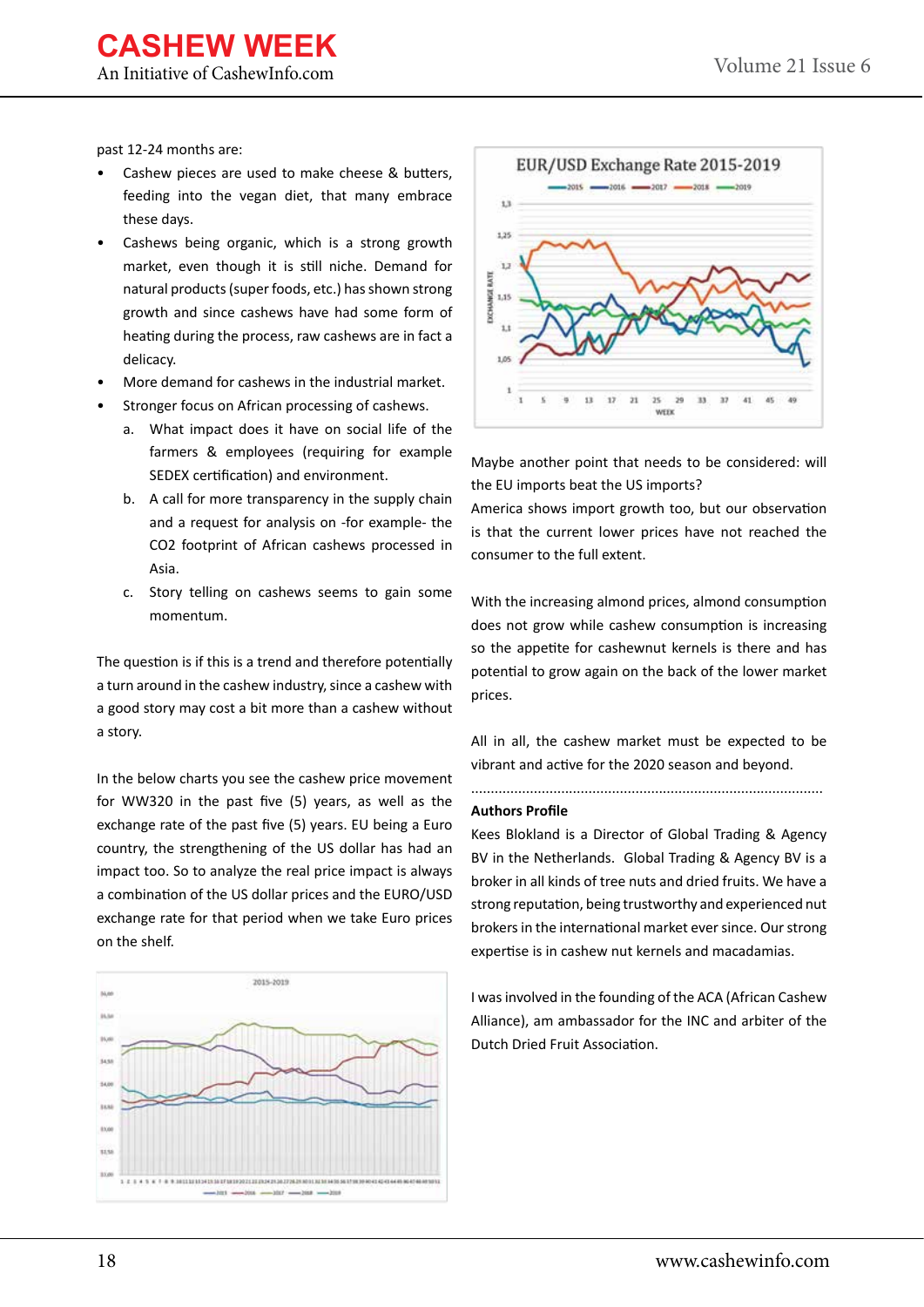past 12-24 months are:

- Cashew pieces are used to make cheese & butters, feeding into the vegan diet, that many embrace these days.
- Cashews being organic, which is a strong growth market, even though it is still niche. Demand for natural products (super foods, etc.) has shown strong growth and since cashews have had some form of heating during the process, raw cashews are in fact a delicacy.
- More demand for cashews in the industrial market.
- Stronger focus on African processing of cashews.
  a. What impact does it have on social life of the farmers & employees (requiring for example SEDEX certification) and environment.
  b. A call for more transparency in the supply chain and a request for analysis on -for example- the $CO_2$ footprint of African cashews processed in Asia.
  c. Story telling on cashews seems to gain some momentum.

The question is if this is a trend and therefore potentially a turn around in the cashew industry, since a cashew with a good story may cost a bit more than a cashew without a story.

In the below charts you see the cashew price movement for WW320 in the past five (5) years, as well as the exchange rate of the past five (5) years. EU being a Euro country, the strengthening of the US dollar has had an impact too. So to analyze the real price impact is always a combination of the US dollar prices and the EURO/USD exchange rate for that period when we take Euro prices on the shelf.

2015-2019

EUR/USD Exchange Rate 2015-2019

Maybe another point that needs to be considered: will the EU imports beat the US imports?

America shows import growth too, but our observation is that the current lower prices have not reached the consumer to the full extent.

With the increasing almond prices, almond consumption does not grow while cashew consumption is increasing so the appetite for cashewnut kernels is there and has potential to grow again on the back of the lower market prices.

All in all, the cashew market must be expected to be vibrant and active for the 2020 season and beyond.

**Authors Profile**

Kees Blokland is a Director of Global Trading & Agency BV in the Netherlands. Global Trading & Agency BV is a broker in all kinds of tree nuts and dried fruits. We have a strong reputation, being trustworthy and experienced nut brokers in the international market ever since. Our strong expertise is in cashew nut kernels and macadamias.

I was involved in the founding of the ACA (African Cashew Alliance), am ambassador for the INC and arbiter of the Dutch Dried Fruit Association.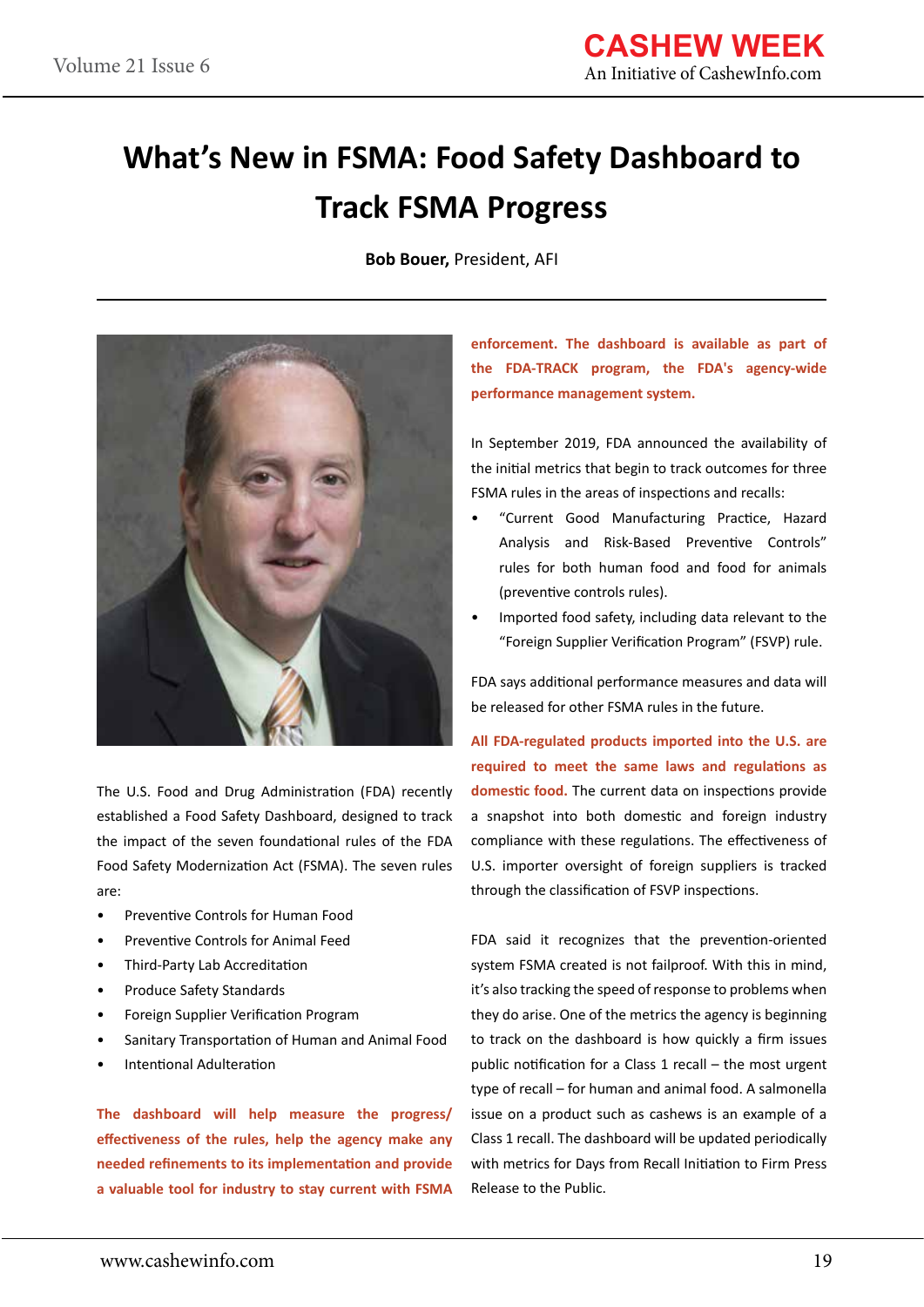# What's New in FSMA: Food Safety Dashboard to Track FSMA Progress

**Bob Bouer,** President, AFI

The U.S. Food and Drug Administration (FDA) recently established a Food Safety Dashboard, designed to track the impact of the seven foundational rules of the FDA Food Safety Modernization Act (FSMA). The seven rules are:

- Preventive Controls for Human Food
- Preventive Controls for Animal Feed
- Third-Party Lab Accreditation
- Produce Safety Standards
- Foreign Supplier Verification Program
- Sanitary Transportation of Human and Animal Food
- Intentional Adulteration

**The dashboard will help measure the progress/ effectiveness of the rules, help the agency make any needed refinements to its implementation and provide a valuable tool for industry to stay current with FSMA enforcement. The dashboard is available as part of the FDA-TRACK program, the FDA's agency-wide performance management system.**

In September 2019, FDA announced the availability of the initial metrics that begin to track outcomes for three FSMA rules in the areas of inspections and recalls:

- "Current Good Manufacturing Practice, Hazard Analysis and Risk-Based Preventive Controls" rules for both human food and food for animals (preventive controls rules).
- Imported food safety, including data relevant to the "Foreign Supplier Verification Program" (FSVP) rule.

FDA says additional performance measures and data will be released for other FSMA rules in the future.

**All FDA-regulated products imported into the U.S. are required to meet the same laws and regulations as domestic food.** The current data on inspections provide a snapshot into both domestic and foreign industry compliance with these regulations. The effectiveness of U.S. importer oversight of foreign suppliers is tracked through the classification of FSVP inspections.

FDA said it recognizes that the prevention-oriented system FSMA created is not failproof. With this in mind, it's also tracking the speed of response to problems when they do arise. One of the metrics the agency is beginning to track on the dashboard is how quickly a firm issues public notification for a Class 1 recall – the most urgent type of recall – for human and animal food. A salmonella issue on a product such as cashews is an example of a Class 1 recall. The dashboard will be updated periodically with metrics for Days from Recall Initiation to Firm Press Release to the Public.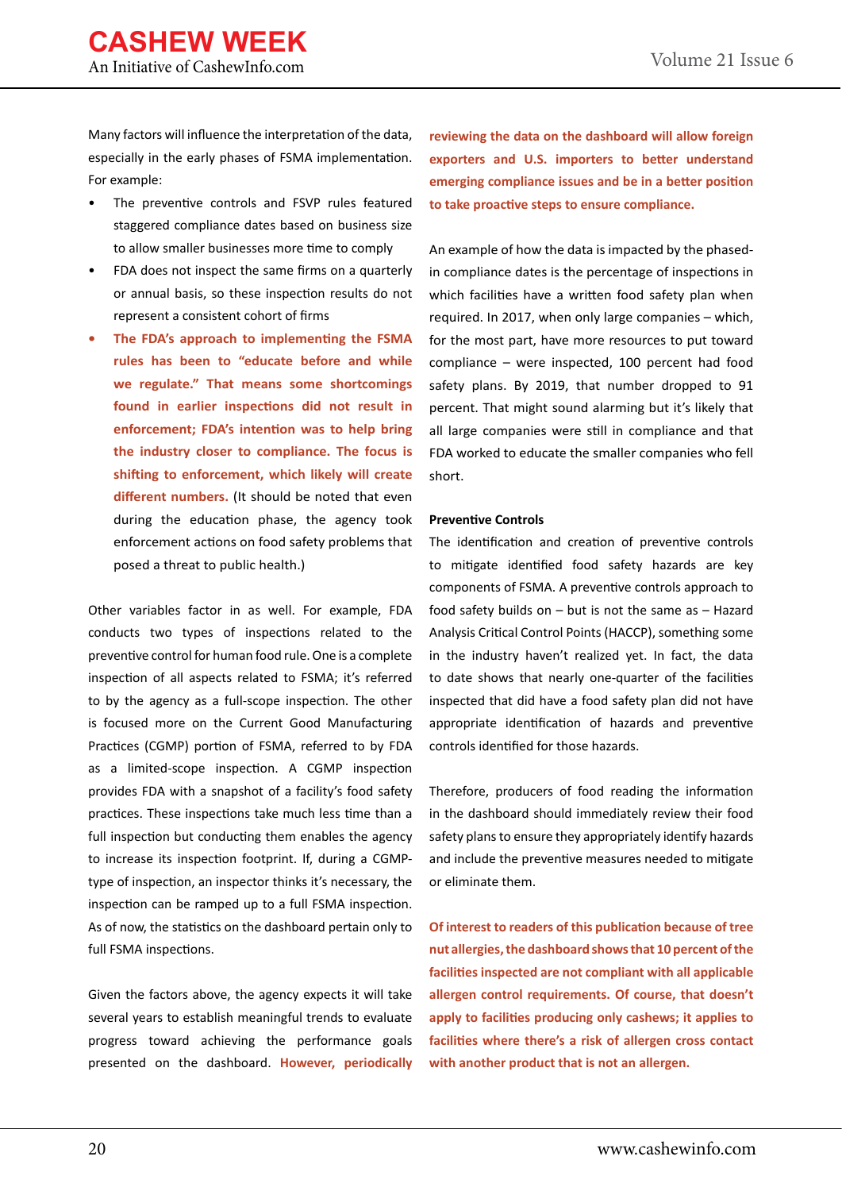Many factors will influence the interpretation of the data, especially in the early phases of FSMA implementation. For example:

- The preventive controls and FSVP rules featured staggered compliance dates based on business size to allow smaller businesses more time to comply
- FDA does not inspect the same firms on a quarterly or annual basis, so these inspection results do not represent a consistent cohort of firms
- **The FDA's approach to implementing the FSMA rules has been to "educate before and while we regulate." That means some shortcomings found in earlier inspections did not result in enforcement; FDA's intention was to help bring the industry closer to compliance. The focus is shifting to enforcement, which likely will create different numbers.** (It should be noted that even during the education phase, the agency took enforcement actions on food safety problems that posed a threat to public health.)

Other variables factor in as well. For example, FDA conducts two types of inspections related to the preventive control for human food rule. One is a complete inspection of all aspects related to FSMA; it's referred to by the agency as a full-scope inspection. The other is focused more on the Current Good Manufacturing Practices (CGMP) portion of FSMA, referred to by FDA as a limited-scope inspection. A CGMP inspection provides FDA with a snapshot of a facility's food safety practices. These inspections take much less time than a full inspection but conducting them enables the agency to increase its inspection footprint. If, during a CGMP-type of inspection, an inspector thinks it's necessary, the inspection can be ramped up to a full FSMA inspection. As of now, the statistics on the dashboard pertain only to full FSMA inspections.

Given the factors above, the agency expects it will take several years to establish meaningful trends to evaluate progress toward achieving the performance goals presented on the dashboard. **However, periodically reviewing the data on the dashboard will allow foreign exporters and U.S. importers to better understand emerging compliance issues and be in a better position to take proactive steps to ensure compliance.**

An example of how the data is impacted by the phased-in compliance dates is the percentage of inspections in which facilities have a written food safety plan when required. In 2017, when only large companies – which, for the most part, have more resources to put toward compliance – were inspected, 100 percent had food safety plans. By 2019, that number dropped to 91 percent. That might sound alarming but it's likely that all large companies were still in compliance and that FDA worked to educate the smaller companies who fell short.

**Preventive Controls**

The identification and creation of preventive controls to mitigate identified food safety hazards are key components of FSMA. A preventive controls approach to food safety builds on – but is not the same as – Hazard Analysis Critical Control Points (HACCP), something some in the industry haven't realized yet. In fact, the data to date shows that nearly one-quarter of the facilities inspected that did have a food safety plan did not have appropriate identification of hazards and preventive controls identified for those hazards.

Therefore, producers of food reading the information in the dashboard should immediately review their food safety plans to ensure they appropriately identify hazards and include the preventive measures needed to mitigate or eliminate them.

**Of interest to readers of this publication because of tree nut allergies, the dashboard shows that 10 percent of the facilities inspected are not compliant with all applicable allergen control requirements. Of course, that doesn't apply to facilities producing only cashews; it applies to facilities where there's a risk of allergen cross contact with another product that is not an allergen.**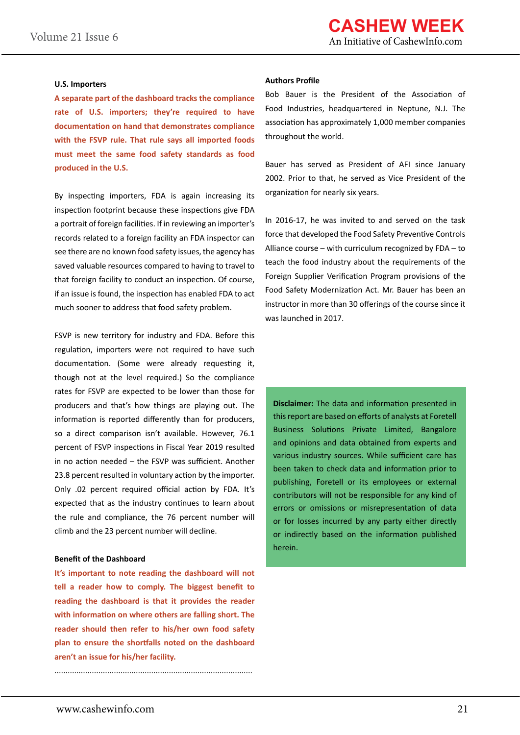### U.S. Importers

**A separate part of the dashboard tracks the compliance rate of U.S. importers; they're required to have documentation on hand that demonstrates compliance with the FSVP rule. That rule says all imported foods must meet the same food safety standards as food produced in the U.S.**

By inspecting importers, FDA is again increasing its inspection footprint because these inspections give FDA a portrait of foreign facilities. If in reviewing an importer's records related to a foreign facility an FDA inspector can see there are no known food safety issues, the agency has saved valuable resources compared to having to travel to that foreign facility to conduct an inspection. Of course, if an issue is found, the inspection has enabled FDA to act much sooner to address that food safety problem.

FSVP is new territory for industry and FDA. Before this regulation, importers were not required to have such documentation. (Some were already requesting it, though not at the level required.) So the compliance rates for FSVP are expected to be lower than those for producers and that's how things are playing out. The information is reported differently than for producers, so a direct comparison isn't available. However, 76.1 percent of FSVP inspections in Fiscal Year 2019 resulted in no action needed – the FSVP was sufficient. Another 23.8 percent resulted in voluntary action by the importer. Only .02 percent required official action by FDA. It's expected that as the industry continues to learn about the rule and compliance, the 76 percent number will climb and the 23 percent number will decline.

### Benefit of the Dashboard

**It's important to note reading the dashboard will not tell a reader how to comply. The biggest benefit to reading the dashboard is that it provides the reader with information on where others are falling short. The reader should then refer to his/her own food safety plan to ensure the shortfalls noted on the dashboard aren't an issue for his/her facility.**

.........................................................................................

### Authors Profile

Bob Bauer is the President of the Association of Food Industries, headquartered in Neptune, N.J. The association has approximately 1,000 member companies throughout the world.

Bauer has served as President of AFI since January 2002. Prior to that, he served as Vice President of the organization for nearly six years.

In 2016-17, he was invited to and served on the task force that developed the Food Safety Preventive Controls Alliance course – with curriculum recognized by FDA – to teach the food industry about the requirements of the Foreign Supplier Verification Program provisions of the Food Safety Modernization Act. Mr. Bauer has been an instructor in more than 30 offerings of the course since it was launched in 2017.

**Disclaimer:** The data and information presented in this report are based on efforts of analysts at Foretell Business Solutions Private Limited, Bangalore and opinions and data obtained from experts and various industry sources. While sufficient care has been taken to check data and information prior to publishing, Foretell or its employees or external contributors will not be responsible for any kind of errors or omissions or misrepresentation of data or for losses incurred by any party either directly or indirectly based on the information published herein.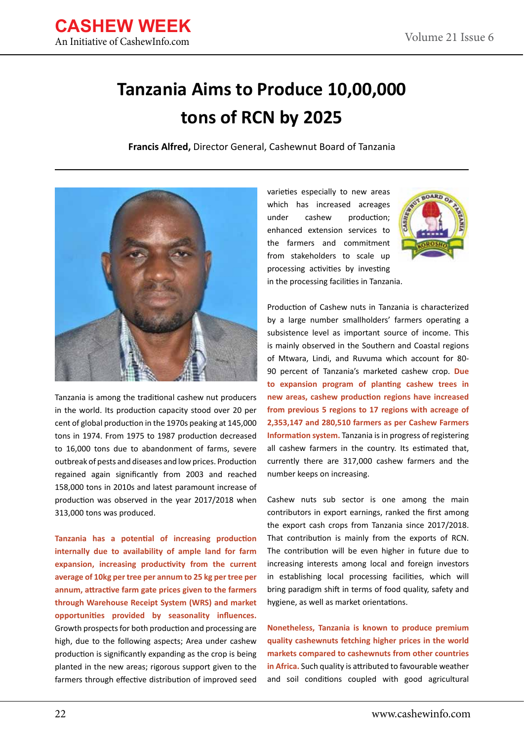# Tanzania Aims to Produce 10,00,000 tons of RCN by 2025

**Francis Alfred,** Director General, Cashewnut Board of Tanzania

Tanzania is among the traditional cashew nut producers in the world. Its production capacity stood over 20 per cent of global production in the 1970s peaking at 145,000 tons in 1974. From 1975 to 1987 production decreased to 16,000 tons due to abandonment of farms, severe outbreak of pests and diseases and low prices. Production regained again significantly from 2003 and reached 158,000 tons in 2010s and latest paramount increase of production was observed in the year 2017/2018 when 313,000 tons was produced.

**Tanzania has a potential of increasing production internally due to availability of ample land for farm expansion, increasing productivity from the current average of 10kg per tree per annum to 25 kg per tree per annum, attractive farm gate prices given to the farmers through Warehouse Receipt System (WRS) and market opportunities provided by seasonality influences.** Growth prospects for both production and processing are high, due to the following aspects; Area under cashew production is significantly expanding as the crop is being planted in the new areas; rigorous support given to the farmers through effective distribution of improved seed varieties especially to new areas which has increased acreages under cashew production; enhanced extension services to the farmers and commitment from stakeholders to scale up processing activities by investing in the processing facilities in Tanzania.

Production of Cashew nuts in Tanzania is characterized by a large number smallholders' farmers operating a subsistence level as important source of income. This is mainly observed in the Southern and Coastal regions of Mtwara, Lindi, and Ruvuma which account for 80-90 percent of Tanzania's marketed cashew crop. **Due to expansion program of planting cashew trees in new areas, cashew production regions have increased from previous 5 regions to 17 regions with acreage of 2,353,147 and 280,510 farmers as per Cashew Farmers Information system.** Tanzania is in progress of registering all cashew farmers in the country. Its estimated that, currently there are 317,000 cashew farmers and the number keeps on increasing.

Cashew nuts sub sector is one among the main contributors in export earnings, ranked the first among the export cash crops from Tanzania since 2017/2018. That contribution is mainly from the exports of RCN. The contribution will be even higher in future due to increasing interests among local and foreign investors in establishing local processing facilities, which will bring paradigm shift in terms of food quality, safety and hygiene, as well as market orientations.

**Nonetheless, Tanzania is known to produce premium quality cashewnuts fetching higher prices in the world markets compared to cashewnuts from other countries in Africa.** Such quality is attributed to favourable weather and soil conditions coupled with good agricultural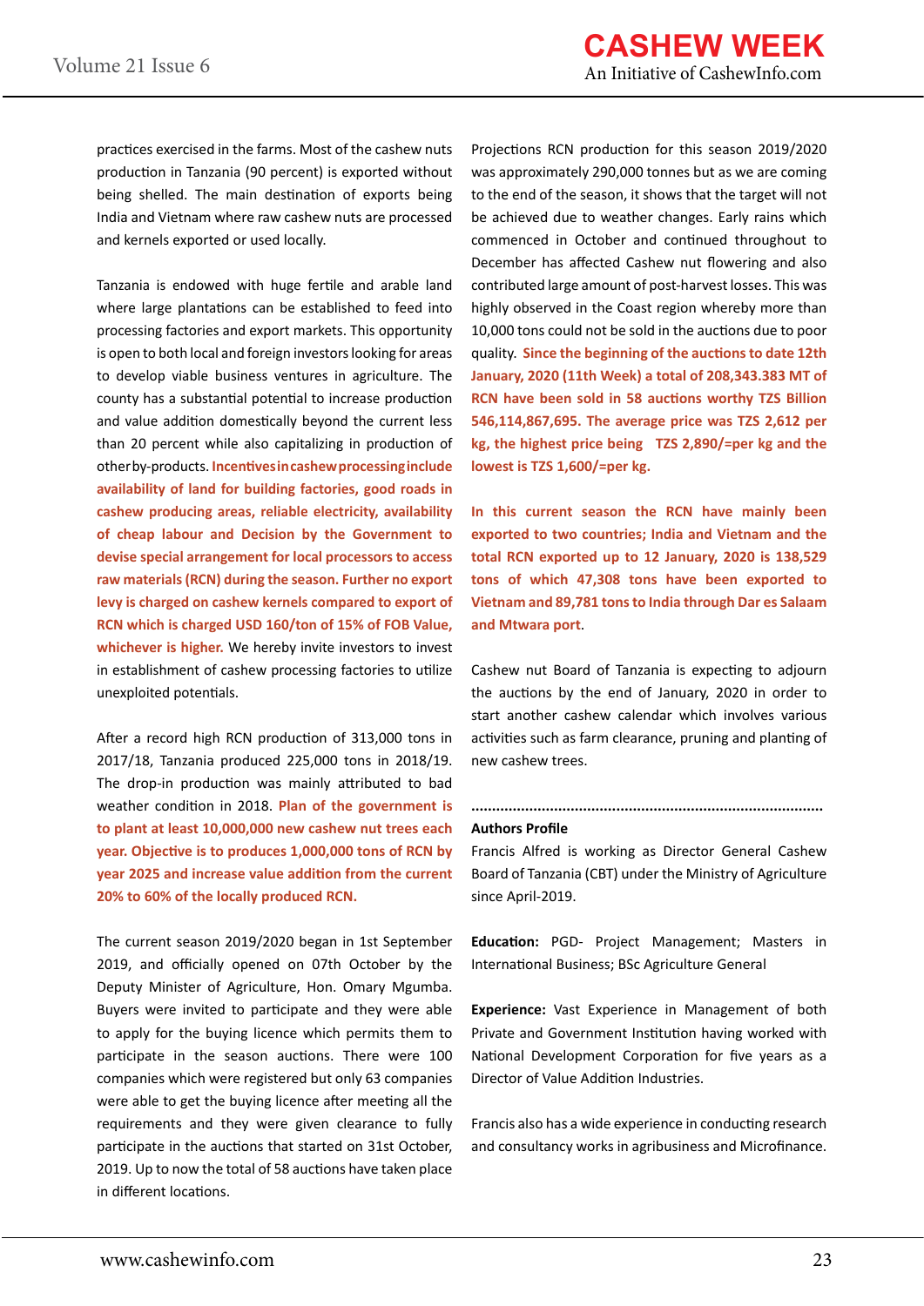practices exercised in the farms. Most of the cashew nuts production in Tanzania (90 percent) is exported without being shelled. The main destination of exports being India and Vietnam where raw cashew nuts are processed and kernels exported or used locally.

Tanzania is endowed with huge fertile and arable land where large plantations can be established to feed into processing factories and export markets. This opportunity is open to both local and foreign investors looking for areas to develop viable business ventures in agriculture. The county has a substantial potential to increase production and value addition domestically beyond the current less than 20 percent while also capitalizing in production of other by-products. **Incentives in cashew processing include availability of land for building factories, good roads in cashew producing areas, reliable electricity, availability of cheap labour and Decision by the Government to devise special arrangement for local processors to access raw materials (RCN) during the season. Further no export levy is charged on cashew kernels compared to export of RCN which is charged USD 160/ton of 15% of FOB Value, whichever is higher.** We hereby invite investors to invest in establishment of cashew processing factories to utilize unexploited potentials.

After a record high RCN production of 313,000 tons in 2017/18, Tanzania produced 225,000 tons in 2018/19. The drop-in production was mainly attributed to bad weather condition in 2018. **Plan of the government is to plant at least 10,000,000 new cashew nut trees each year. Objective is to produces 1,000,000 tons of RCN by year 2025 and increase value addition from the current 20% to 60% of the locally produced RCN.**

The current season 2019/2020 began in 1st September 2019, and officially opened on 07th October by the Deputy Minister of Agriculture, Hon. Omary Mgumba. Buyers were invited to participate and they were able to apply for the buying licence which permits them to participate in the season auctions. There were 100 companies which were registered but only 63 companies were able to get the buying licence after meeting all the requirements and they were given clearance to fully participate in the auctions that started on 31st October, 2019. Up to now the total of 58 auctions have taken place in different locations.

Projections RCN production for this season 2019/2020 was approximately 290,000 tonnes but as we are coming to the end of the season, it shows that the target will not be achieved due to weather changes. Early rains which commenced in October and continued throughout to December has affected Cashew nut flowering and also contributed large amount of post-harvest losses. This was highly observed in the Coast region whereby more than 10,000 tons could not be sold in the auctions due to poor quality. **Since the beginning of the auctions to date 12th January, 2020 (11th Week) a total of 208,343.383 MT of RCN have been sold in 58 auctions worthy TZS Billion 546,114,867,695. The average price was TZS 2,612 per kg, the highest price being TZS 2,890/=per kg and the lowest is TZS 1,600/=per kg.**

**In this current season the RCN have mainly been exported to two countries; India and Vietnam and the total RCN exported up to 12 January, 2020 is 138,529 tons of which 47,308 tons have been exported to Vietnam and 89,781 tons to India through Dar es Salaam and Mtwara port.**

Cashew nut Board of Tanzania is expecting to adjourn the auctions by the end of January, 2020 in order to start another cashew calendar which involves various activities such as farm clearance, pruning and planting of new cashew trees.

---

**Authors Profile**

Francis Alfred is working as Director General Cashew Board of Tanzania (CBT) under the Ministry of Agriculture since April-2019.

**Education:** PGD- Project Management; Masters in International Business; BSc Agriculture General

**Experience:** Vast Experience in Management of both Private and Government Institution having worked with National Development Corporation for five years as a Director of Value Addition Industries.

Francis also has a wide experience in conducting research and consultancy works in agribusiness and Microfinance.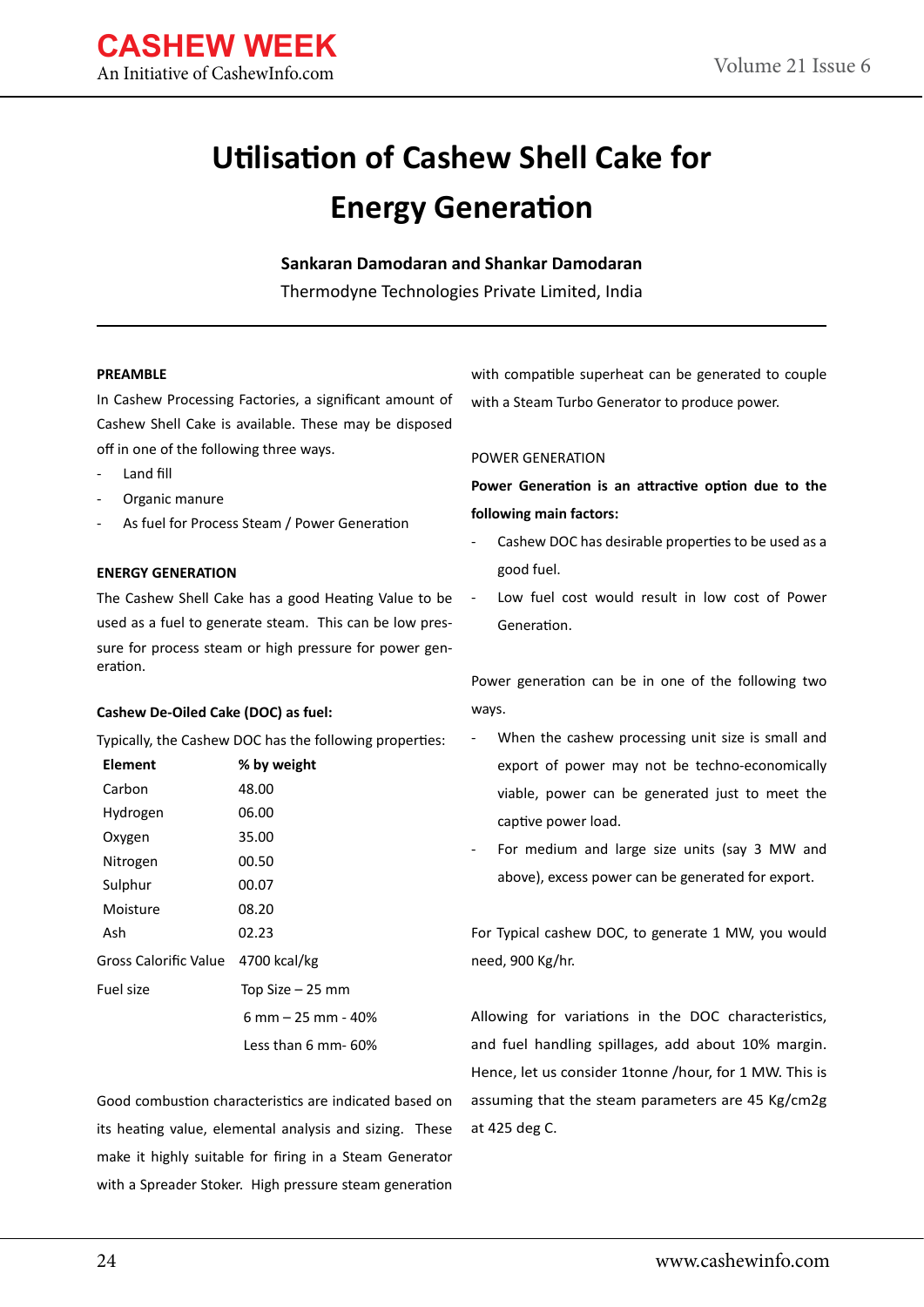# Utilisation of Cashew Shell Cake for Energy Generation

**Sankaran Damodaran and Shankar Damodaran**

Thermodyne Technologies Private Limited, India

---

**PREAMBLE**

In Cashew Processing Factories, a significant amount of Cashew Shell Cake is available. These may be disposed off in one of the following three ways.

- Land fill
- Organic manure
- As fuel for Process Steam / Power Generation

**ENERGY GENERATION**

The Cashew Shell Cake has a good Heating Value to be used as a fuel to generate steam. This can be low pressure for process steam or high pressure for power generation.

**Cashew De-Oiled Cake (DOC) as fuel:**

Typically, the Cashew DOC has the following properties:

| Element | % by weight |
|---|---|
| Carbon | 48.00 |
| Hydrogen | 06.00 |
| Oxygen | 35.00 |
| Nitrogen | 00.50 |
| Sulphur | 00.07 |
| Moisture | 08.20 |
| Ash | 02.23 |
| Gross Calorific Value | 4700 kcal/kg |
| Fuel size | Top Size – 25 mm |
| | 6 mm – 25 mm - 40% |
| | Less than 6 mm- 60% |

Good combustion characteristics are indicated based on its heating value, elemental analysis and sizing. These make it highly suitable for firing in a Steam Generator with a Spreader Stoker. High pressure steam generation with compatible superheat can be generated to couple with a Steam Turbo Generator to produce power.

POWER GENERATION

**Power Generation is an attractive option due to the following main factors:**

- Cashew DOC has desirable properties to be used as a good fuel.
- Low fuel cost would result in low cost of Power Generation.

Power generation can be in one of the following two ways.

- When the cashew processing unit size is small and export of power may not be techno-economically viable, power can be generated just to meet the captive power load.
- For medium and large size units (say 3 MW and above), excess power can be generated for export.

For Typical cashew DOC, to generate 1 MW, you would need, 900 Kg/hr.

Allowing for variations in the DOC characteristics, and fuel handling spillages, add about 10% margin. Hence, let us consider 1tonne /hour, for 1 MW. This is assuming that the steam parameters are 45 Kg/cm2g at 425 deg C.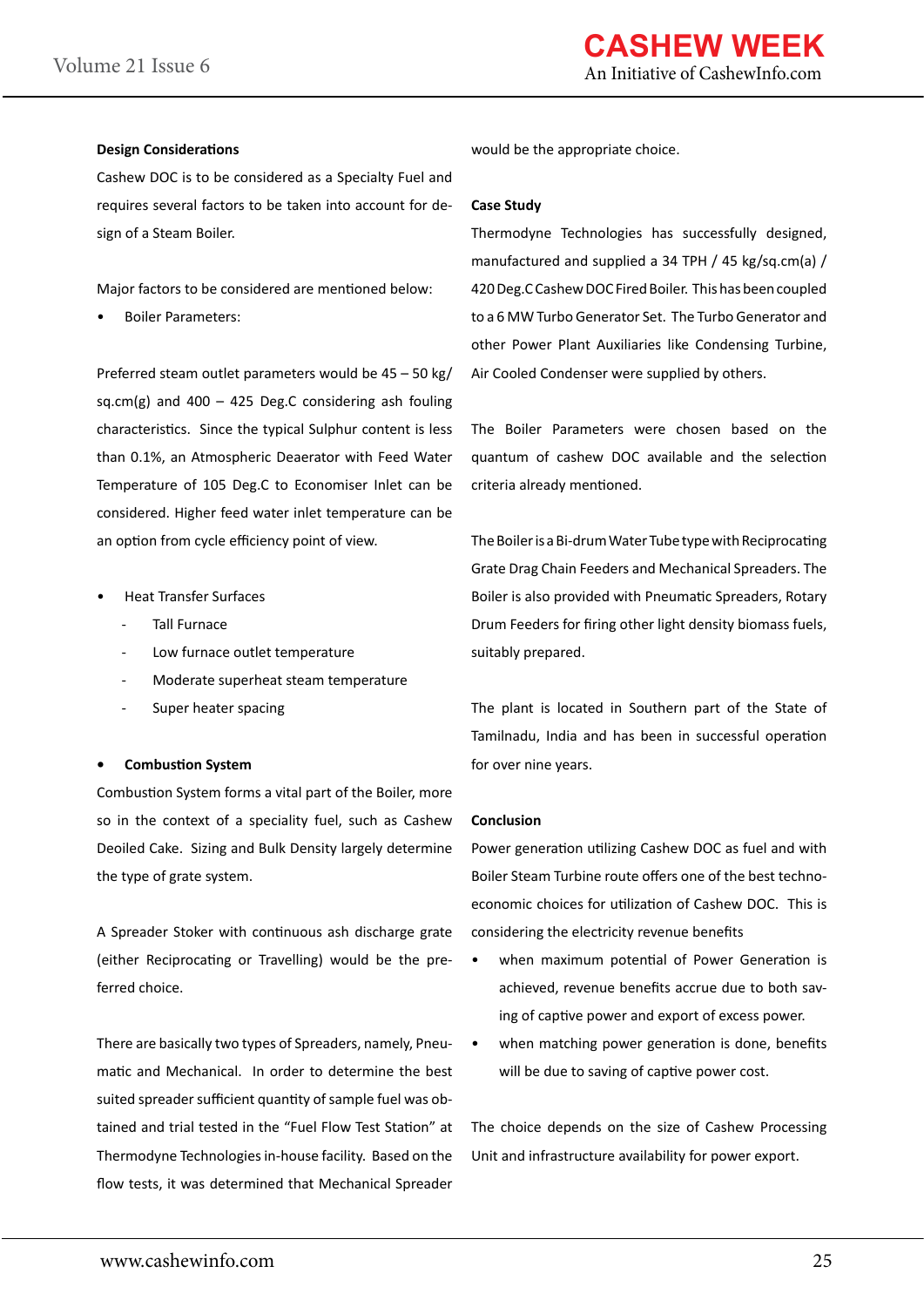### Design Considerations

Cashew DOC is to be considered as a Specialty Fuel and requires several factors to be taken into account for design of a Steam Boiler.

Major factors to be considered are mentioned below:

- Boiler Parameters:

Preferred steam outlet parameters would be 45 – 50 kg/sq.cm(g) and 400 – 425 Deg.C considering ash fouling characteristics. Since the typical Sulphur content is less than 0.1%, an Atmospheric Deaerator with Feed Water Temperature of 105 Deg.C to Economiser Inlet can be considered. Higher feed water inlet temperature can be an option from cycle efficiency point of view.

- Heat Transfer Surfaces
  - Tall Furnace
  - Low furnace outlet temperature
  - Moderate superheat steam temperature
  - Super heater spacing

- **Combustion System**

Combustion System forms a vital part of the Boiler, more so in the context of a speciality fuel, such as Cashew Deoiled Cake. Sizing and Bulk Density largely determine the type of grate system.

A Spreader Stoker with continuous ash discharge grate (either Reciprocating or Travelling) would be the preferred choice.

There are basically two types of Spreaders, namely, Pneumatic and Mechanical. In order to determine the best suited spreader sufficient quantity of sample fuel was obtained and trial tested in the “Fuel Flow Test Station” at Thermodyne Technologies in-house facility. Based on the flow tests, it was determined that Mechanical Spreader would be the appropriate choice.

### Case Study

Thermodyne Technologies has successfully designed, manufactured and supplied a 34 TPH / 45 kg/sq.cm(a) / 420 Deg.C Cashew DOC Fired Boiler. This has been coupled to a 6 MW Turbo Generator Set. The Turbo Generator and other Power Plant Auxiliaries like Condensing Turbine, Air Cooled Condenser were supplied by others.

The Boiler Parameters were chosen based on the quantum of cashew DOC available and the selection criteria already mentioned.

The Boiler is a Bi-drum Water Tube type with Reciprocating Grate Drag Chain Feeders and Mechanical Spreaders. The Boiler is also provided with Pneumatic Spreaders, Rotary Drum Feeders for firing other light density biomass fuels, suitably prepared.

The plant is located in Southern part of the State of Tamilnadu, India and has been in successful operation for over nine years.

### Conclusion

Power generation utilizing Cashew DOC as fuel and with Boiler Steam Turbine route offers one of the best techno-economic choices for utilization of Cashew DOC. This is considering the electricity revenue benefits

- when maximum potential of Power Generation is achieved, revenue benefits accrue due to both saving of captive power and export of excess power.
- when matching power generation is done, benefits will be due to saving of captive power cost.

The choice depends on the size of Cashew Processing Unit and infrastructure availability for power export.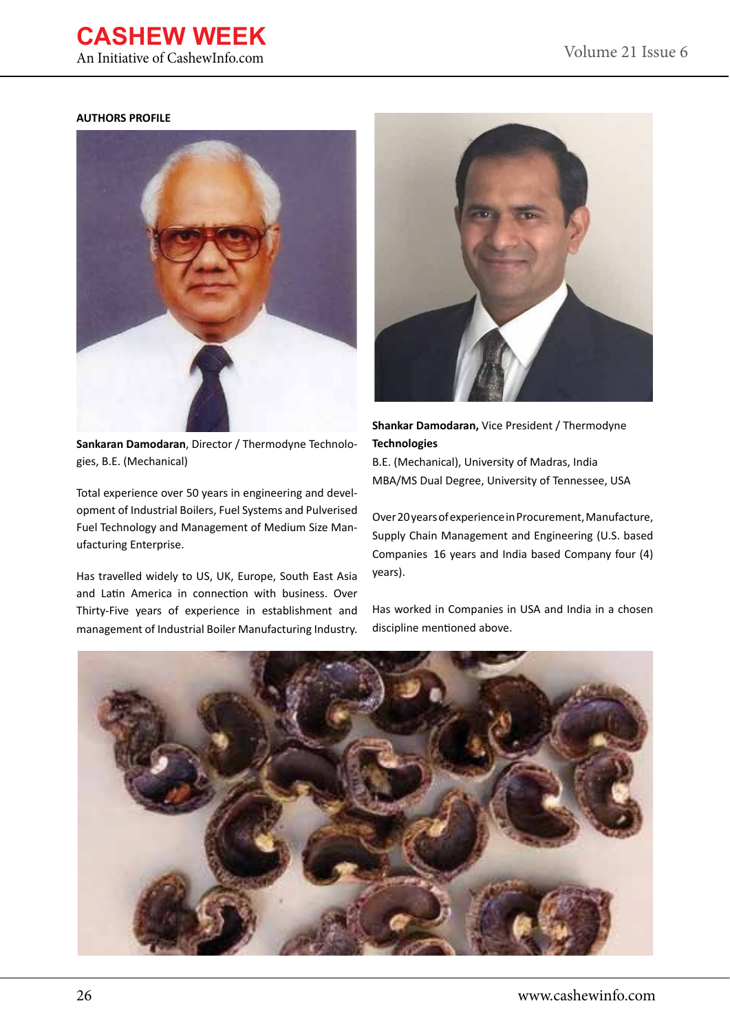**AUTHORS PROFILE**

**Sankaran Damodaran**, Director / Thermodyne Technologies, B.E. (Mechanical)

Total experience over 50 years in engineering and development of Industrial Boilers, Fuel Systems and Pulverised Fuel Technology and Management of Medium Size Manufacturing Enterprise.

Has travelled widely to US, UK, Europe, South East Asia and Latin America in connection with business. Over Thirty-Five years of experience in establishment and management of Industrial Boiler Manufacturing Industry.

**Shankar Damodaran,** Vice President / Thermodyne **Technologies**

B.E. (Mechanical), University of Madras, India

MBA/MS Dual Degree, University of Tennessee, USA

Over 20 years of experience in Procurement, Manufacture, Supply Chain Management and Engineering (U.S. based Companies 16 years and India based Company four (4) years).

Has worked in Companies in USA and India in a chosen discipline mentioned above.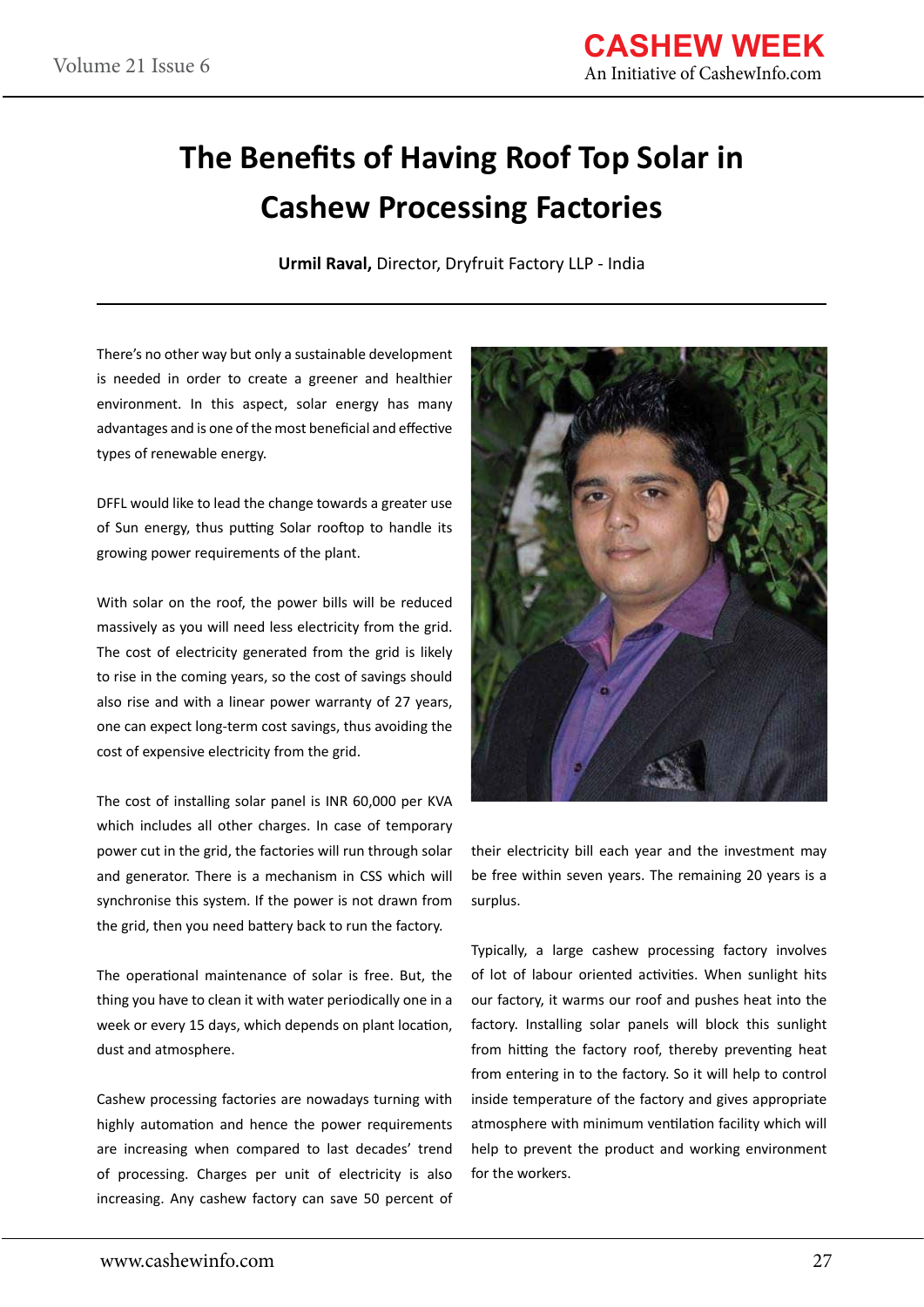# The Benefits of Having Roof Top Solar in Cashew Processing Factories

**Urmil Raval,** Director, Dryfruit Factory LLP - India

There's no other way but only a sustainable development is needed in order to create a greener and healthier environment. In this aspect, solar energy has many advantages and is one of the most beneficial and effective types of renewable energy.

DFFL would like to lead the change towards a greater use of Sun energy, thus putting Solar rooftop to handle its growing power requirements of the plant.

With solar on the roof, the power bills will be reduced massively as you will need less electricity from the grid. The cost of electricity generated from the grid is likely to rise in the coming years, so the cost of savings should also rise and with a linear power warranty of 27 years, one can expect long-term cost savings, thus avoiding the cost of expensive electricity from the grid.

The cost of installing solar panel is INR 60,000 per KVA which includes all other charges. In case of temporary power cut in the grid, the factories will run through solar and generator. There is a mechanism in CSS which will synchronise this system. If the power is not drawn from the grid, then you need battery back to run the factory.

The operational maintenance of solar is free. But, the thing you have to clean it with water periodically one in a week or every 15 days, which depends on plant location, dust and atmosphere.

Cashew processing factories are nowadays turning with highly automation and hence the power requirements are increasing when compared to last decades' trend of processing. Charges per unit of electricity is also increasing. Any cashew factory can save 50 percent of their electricity bill each year and the investment may be free within seven years. The remaining 20 years is a surplus.

Typically, a large cashew processing factory involves of lot of labour oriented activities. When sunlight hits our factory, it warms our roof and pushes heat into the factory. Installing solar panels will block this sunlight from hitting the factory roof, thereby preventing heat from entering in to the factory. So it will help to control inside temperature of the factory and gives appropriate atmosphere with minimum ventilation facility which will help to prevent the product and working environment for the workers.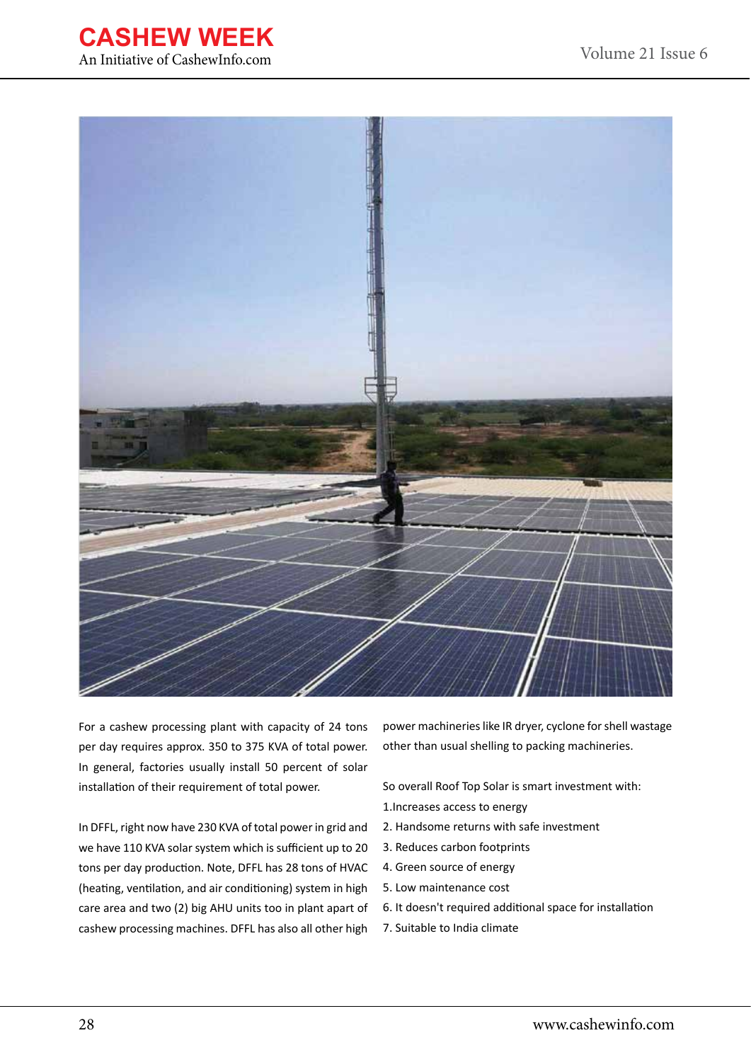For a cashew processing plant with capacity of 24 tons per day requires approx. 350 to 375 KVA of total power. In general, factories usually install 50 percent of solar installation of their requirement of total power.

In DFFL, right now have 230 KVA of total power in grid and we have 110 KVA solar system which is sufficient up to 20 tons per day production. Note, DFFL has 28 tons of HVAC (heating, ventilation, and air conditioning) system in high care area and two (2) big AHU units too in plant apart of cashew processing machines. DFFL has also all other high power machineries like IR dryer, cyclone for shell wastage other than usual shelling to packing machineries.

So overall Roof Top Solar is smart investment with:

1.Increases access to energy
2. Handsome returns with safe investment
3. Reduces carbon footprints
4. Green source of energy
5. Low maintenance cost
6. It doesn't required additional space for installation
7. Suitable to India climate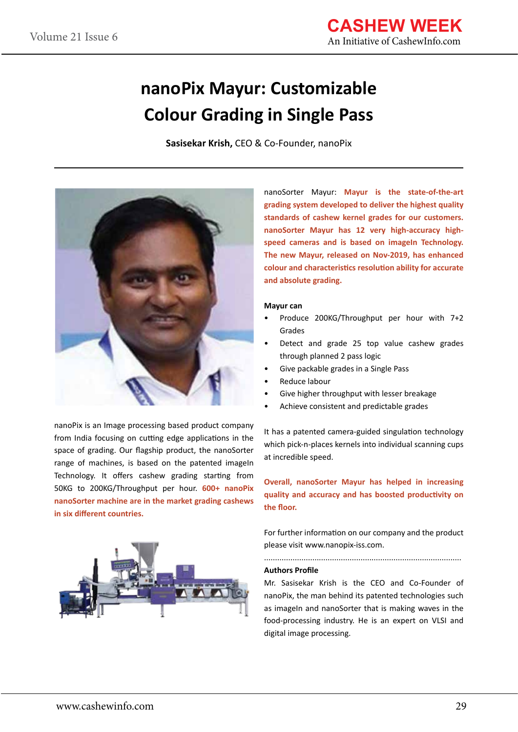# nanoPix Mayur: Customizable Colour Grading in Single Pass

**Sasisekar Krish,** CEO & Co-Founder, nanoPix

---

nanoPix is an Image processing based product company from India focusing on cutting edge applications in the space of grading. Our flagship product, the nanoSorter range of machines, is based on the patented imageIn Technology. It offers cashew grading starting from 50KG to 200KG/Throughput per hour. **600+ nanoPix nanoSorter machine are in the market grading cashews in six different countries.**

nanoSorter Mayur: **Mayur is the state-of-the-art grading system developed to deliver the highest quality standards of cashew kernel grades for our customers. nanoSorter Mayur has 12 very high-accuracy high-speed cameras and is based on imageIn Technology. The new Mayur, released on Nov-2019, has enhanced colour and characteristics resolution ability for accurate and absolute grading.**

**Mayur can**

- Produce 200KG/Throughput per hour with 7+2 Grades
- Detect and grade 25 top value cashew grades through planned 2 pass logic
- Give packable grades in a Single Pass
- Reduce labour
- Give higher throughput with lesser breakage
- Achieve consistent and predictable grades

It has a patented camera-guided singulation technology which pick-n-places kernels into individual scanning cups at incredible speed.

**Overall, nanoSorter Mayur has helped in increasing quality and accuracy and has boosted productivity on the floor.**

For further information on our company and the product please visit www.nanopix-iss.com.

.........................................................................................

**Authors Profile**

Mr. Sasisekar Krish is the CEO and Co-Founder of nanoPix, the man behind its patented technologies such as imageIn and nanoSorter that is making waves in the food-processing industry. He is an expert on VLSI and digital image processing.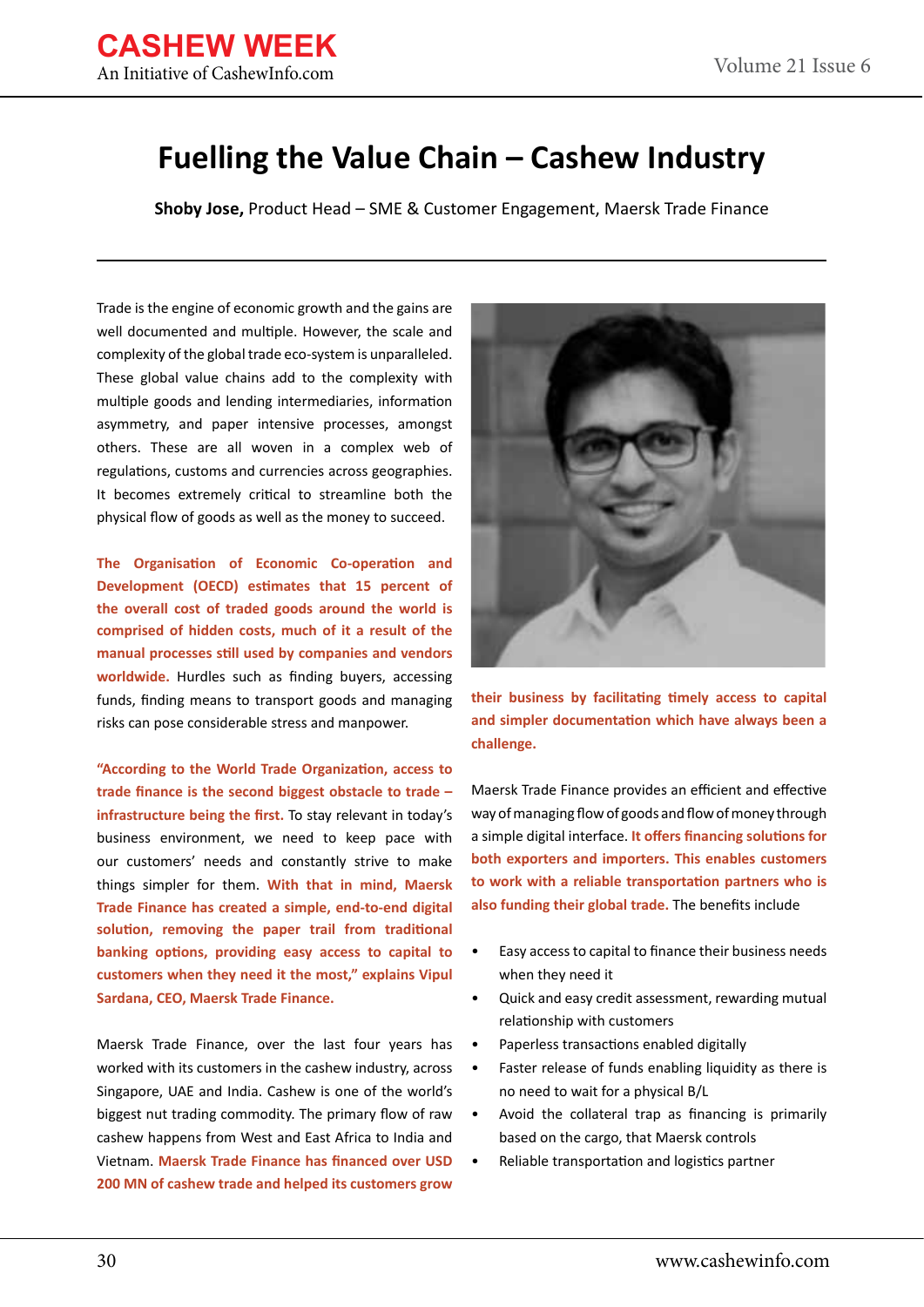# Fuelling the Value Chain – Cashew Industry

**Shoby Jose,** Product Head – SME & Customer Engagement, Maersk Trade Finance

Trade is the engine of economic growth and the gains are well documented and multiple. However, the scale and complexity of the global trade eco-system is unparalleled. These global value chains add to the complexity with multiple goods and lending intermediaries, information asymmetry, and paper intensive processes, amongst others. These are all woven in a complex web of regulations, customs and currencies across geographies. It becomes extremely critical to streamline both the physical flow of goods as well as the money to succeed.

**The Organisation of Economic Co-operation and Development (OECD) estimates that 15 percent of the overall cost of traded goods around the world is comprised of hidden costs, much of it a result of the manual processes still used by companies and vendors worldwide.** Hurdles such as finding buyers, accessing funds, finding means to transport goods and managing risks can pose considerable stress and manpower.

**"According to the World Trade Organization, access to trade finance is the second biggest obstacle to trade – infrastructure being the first.** To stay relevant in today's business environment, we need to keep pace with our customers' needs and constantly strive to make things simpler for them. **With that in mind, Maersk Trade Finance has created a simple, end-to-end digital solution, removing the paper trail from traditional banking options, providing easy access to capital to customers when they need it the most," explains Vipul Sardana, CEO, Maersk Trade Finance.**

Maersk Trade Finance, over the last four years has worked with its customers in the cashew industry, across Singapore, UAE and India. Cashew is one of the world's biggest nut trading commodity. The primary flow of raw cashew happens from West and East Africa to India and Vietnam. **Maersk Trade Finance has financed over USD 200 MN of cashew trade and helped its customers grow their business by facilitating timely access to capital and simpler documentation which have always been a challenge.**

Maersk Trade Finance provides an efficient and effective way of managing flow of goods and flow of money through a simple digital interface. **It offers financing solutions for both exporters and importers. This enables customers to work with a reliable transportation partners who is also funding their global trade.** The benefits include

- Easy access to capital to finance their business needs when they need it
- Quick and easy credit assessment, rewarding mutual relationship with customers
- Paperless transactions enabled digitally
- Faster release of funds enabling liquidity as there is no need to wait for a physical B/L
- Avoid the collateral trap as financing is primarily based on the cargo, that Maersk controls
- Reliable transportation and logistics partner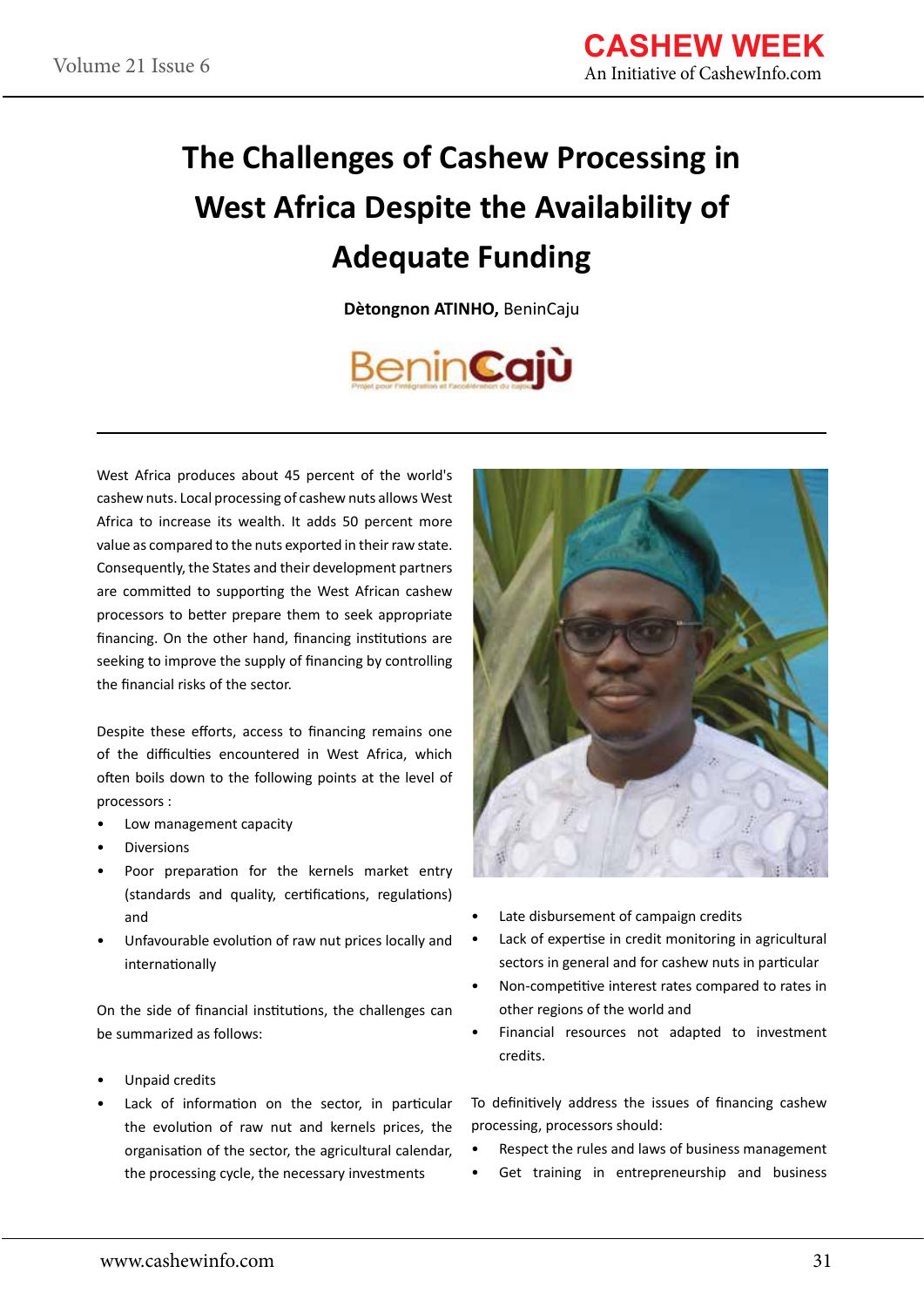# The Challenges of Cashew Processing in West Africa Despite the Availability of Adequate Funding

**Dètongnon ATINHO,** BeninCaju

West Africa produces about 45 percent of the world's cashew nuts. Local processing of cashew nuts allows West Africa to increase its wealth. It adds 50 percent more value as compared to the nuts exported in their raw state. Consequently, the States and their development partners are committed to supporting the West African cashew processors to better prepare them to seek appropriate financing. On the other hand, financing institutions are seeking to improve the supply of financing by controlling the financial risks of the sector.

Despite these efforts, access to financing remains one of the difficulties encountered in West Africa, which often boils down to the following points at the level of processors :

- Low management capacity
- Diversions
- Poor preparation for the kernels market entry (standards and quality, certifications, regulations) and
- Unfavourable evolution of raw nut prices locally and internationally

On the side of financial institutions, the challenges can be summarized as follows:

- Unpaid credits
- Lack of information on the sector, in particular the evolution of raw nut and kernels prices, the organisation of the sector, the agricultural calendar, the processing cycle, the necessary investments
- Late disbursement of campaign credits
- Lack of expertise in credit monitoring in agricultural sectors in general and for cashew nuts in particular
- Non-competitive interest rates compared to rates in other regions of the world and
- Financial resources not adapted to investment credits.

To definitively address the issues of financing cashew processing, processors should:

- Respect the rules and laws of business management
- Get training in entrepreneurship and business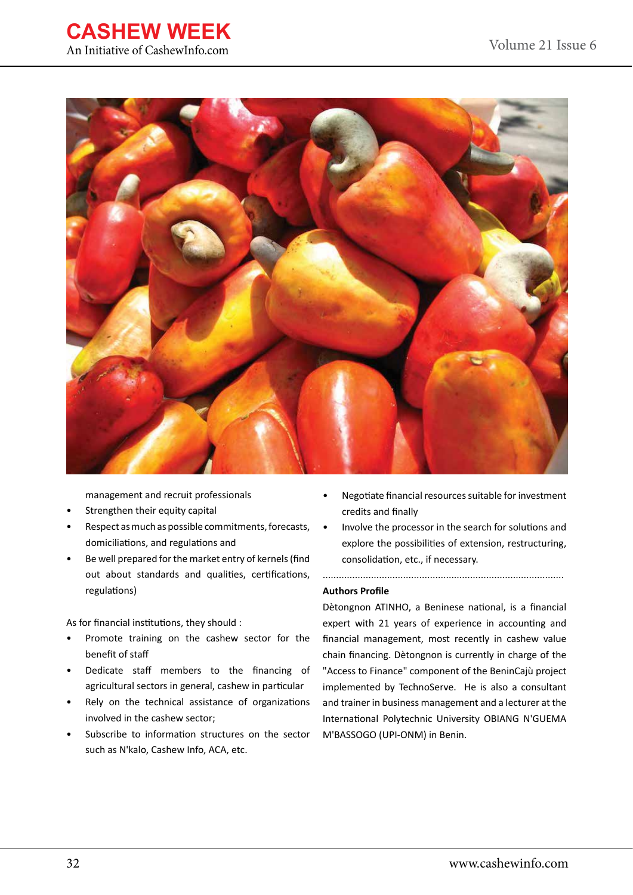management and recruit professionals

- Strengthen their equity capital
- Respect as much as possible commitments, forecasts, domiciliations, and regulations and
- Be well prepared for the market entry of kernels (find out about standards and qualities, certifications, regulations)

As for financial institutions, they should :

- Promote training on the cashew sector for the benefit of staff
- Dedicate staff members to the financing of agricultural sectors in general, cashew in particular
- Rely on the technical assistance of organizations involved in the cashew sector;
- Subscribe to information structures on the sector such as N'kalo, Cashew Info, ACA, etc.
- Negotiate financial resources suitable for investment credits and finally
- Involve the processor in the search for solutions and explore the possibilities of extension, restructuring, consolidation, etc., if necessary.

........................................................................................

**Authors Profile**

Dètongnon ATINHO, a Beninese national, is a financial expert with 21 years of experience in accounting and financial management, most recently in cashew value chain financing. Dètongnon is currently in charge of the "Access to Finance" component of the BeninCajù project implemented by TechnoServe. He is also a consultant and trainer in business management and a lecturer at the International Polytechnic University OBIANG N'GUEMA M'BASSOGO (UPI-ONM) in Benin.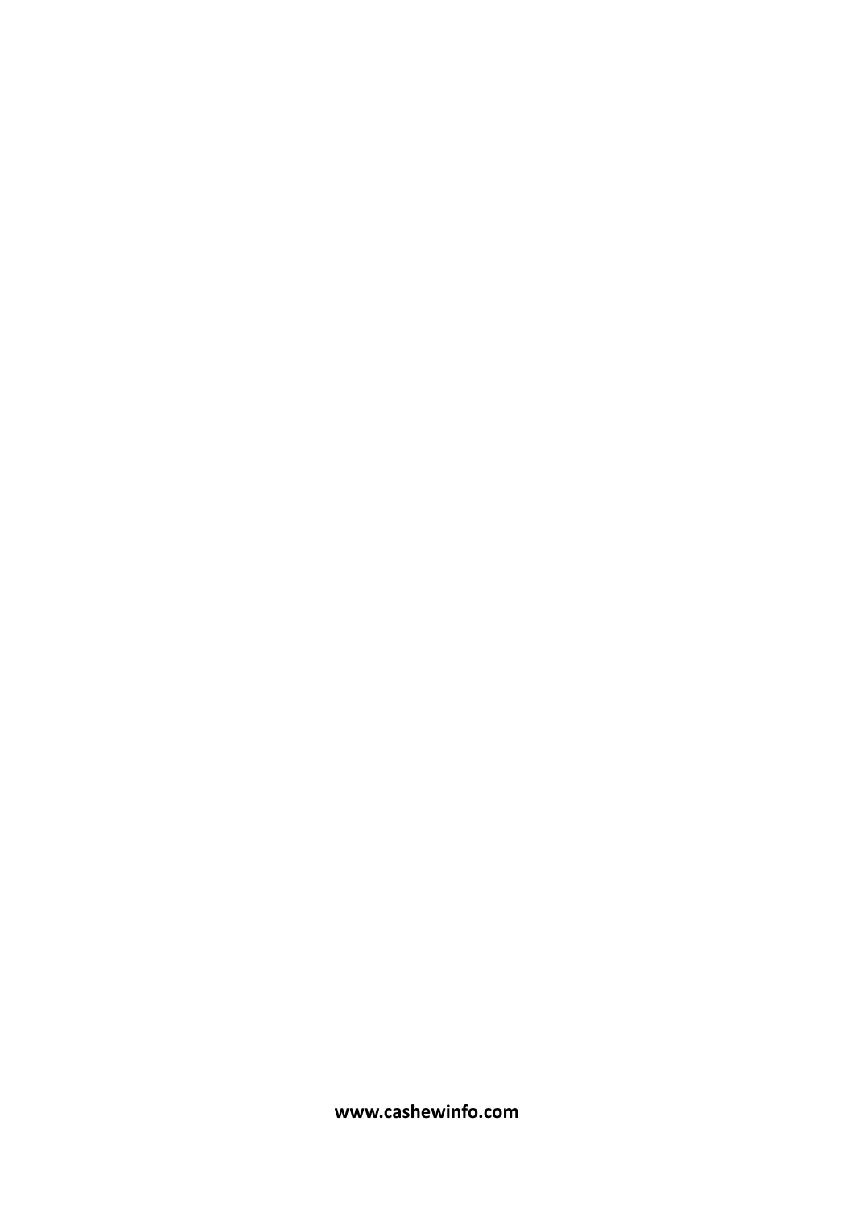**www.cashewinfo.com**